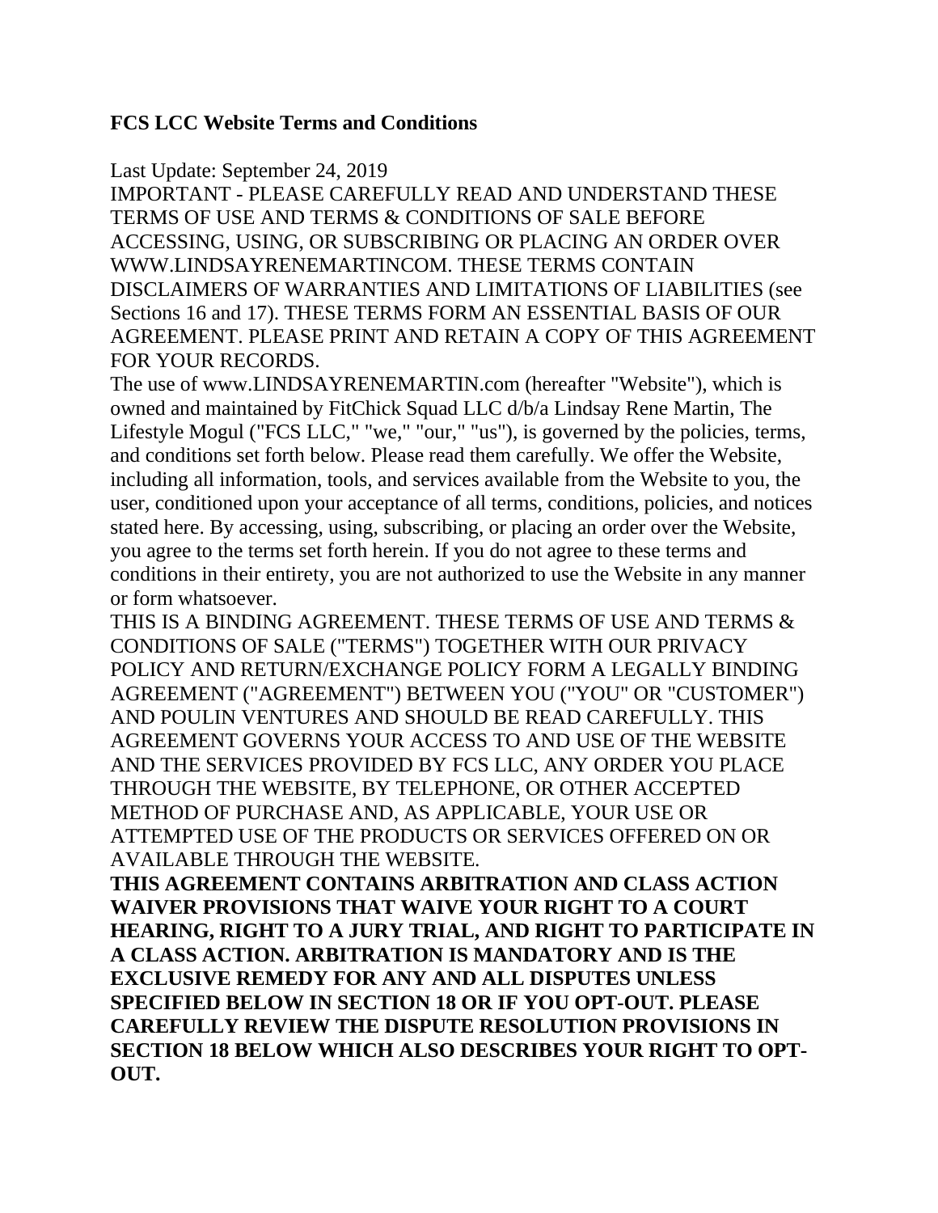**FCS LCC Website Terms and Conditions**

Last Update: September 24, 2019

IMPORTANT - PLEASE CAREFULLY READ AND UNDERSTAND THESE TERMS OF USE AND TERMS & CONDITIONS OF SALE BEFORE ACCESSING, USING, OR SUBSCRIBING OR PLACING AN ORDER OVER WWW.LINDSAYRENEMARTINCOM. THESE TERMS CONTAIN DISCLAIMERS OF WARRANTIES AND LIMITATIONS OF LIABILITIES (see Sections 16 and 17). THESE TERMS FORM AN ESSENTIAL BASIS OF OUR AGREEMENT. PLEASE PRINT AND RETAIN A COPY OF THIS AGREEMENT FOR YOUR RECORDS.

The use of www.LINDSAYRENEMARTIN.com (hereafter "Website"), which is owned and maintained by FitChick Squad LLC d/b/a Lindsay Rene Martin, The Lifestyle Mogul ("FCS LLC," "we," "our," "us"), is governed by the policies, terms, and conditions set forth below. Please read them carefully. We offer the Website, including all information, tools, and services available from the Website to you, the user, conditioned upon your acceptance of all terms, conditions, policies, and notices stated here. By accessing, using, subscribing, or placing an order over the Website, you agree to the terms set forth herein. If you do not agree to these terms and conditions in their entirety, you are not authorized to use the Website in any manner or form whatsoever.

THIS IS A BINDING AGREEMENT. THESE TERMS OF USE AND TERMS & CONDITIONS OF SALE ("TERMS") TOGETHER WITH OUR PRIVACY POLICY AND RETURN/EXCHANGE POLICY FORM A LEGALLY BINDING AGREEMENT ("AGREEMENT") BETWEEN YOU ("YOU" OR "CUSTOMER") AND POULIN VENTURES AND SHOULD BE READ CAREFULLY. THIS AGREEMENT GOVERNS YOUR ACCESS TO AND USE OF THE WEBSITE AND THE SERVICES PROVIDED BY FCS LLC, ANY ORDER YOU PLACE THROUGH THE WEBSITE, BY TELEPHONE, OR OTHER ACCEPTED METHOD OF PURCHASE AND, AS APPLICABLE, YOUR USE OR ATTEMPTED USE OF THE PRODUCTS OR SERVICES OFFERED ON OR AVAILABLE THROUGH THE WEBSITE.

**THIS AGREEMENT CONTAINS ARBITRATION AND CLASS ACTION WAIVER PROVISIONS THAT WAIVE YOUR RIGHT TO A COURT HEARING, RIGHT TO A JURY TRIAL, AND RIGHT TO PARTICIPATE IN A CLASS ACTION. ARBITRATION IS MANDATORY AND IS THE EXCLUSIVE REMEDY FOR ANY AND ALL DISPUTES UNLESS SPECIFIED BELOW IN SECTION 18 OR IF YOU OPT-OUT. PLEASE CAREFULLY REVIEW THE DISPUTE RESOLUTION PROVISIONS IN SECTION 18 BELOW WHICH ALSO DESCRIBES YOUR RIGHT TO OPT-OUT.**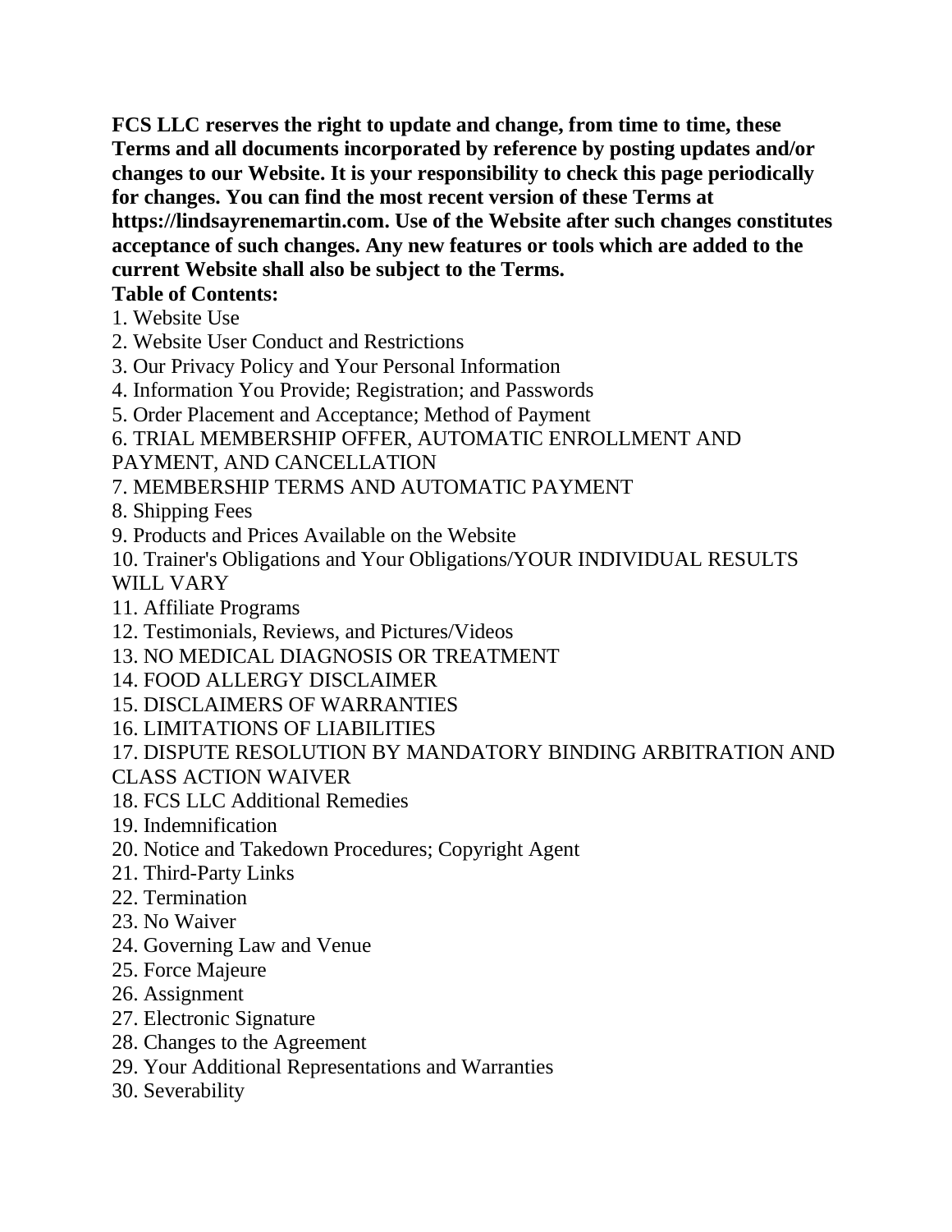**FCS LLC reserves the right to update and change, from time to time, these Terms and all documents incorporated by reference by posting updates and/or changes to our Website. It is your responsibility to check this page periodically for changes. You can find the most recent version of these Terms at https://lindsayrenemartin.com. Use of the Website after such changes constitutes acceptance of such changes. Any new features or tools which are added to the current Website shall also be subject to the Terms.**

**Table of Contents:**

1. Website Use
2. Website User Conduct and Restrictions
3. Our Privacy Policy and Your Personal Information
4. Information You Provide; Registration; and Passwords
5. Order Placement and Acceptance; Method of Payment
6. TRIAL MEMBERSHIP OFFER, AUTOMATIC ENROLLMENT AND PAYMENT, AND CANCELLATION
7. MEMBERSHIP TERMS AND AUTOMATIC PAYMENT
8. Shipping Fees
9. Products and Prices Available on the Website
10. Trainer's Obligations and Your Obligations/YOUR INDIVIDUAL RESULTS WILL VARY
11. Affiliate Programs
12. Testimonials, Reviews, and Pictures/Videos
13. NO MEDICAL DIAGNOSIS OR TREATMENT
14. FOOD ALLERGY DISCLAIMER
15. DISCLAIMERS OF WARRANTIES
16. LIMITATIONS OF LIABILITIES
17. DISPUTE RESOLUTION BY MANDATORY BINDING ARBITRATION AND CLASS ACTION WAIVER
18. FCS LLC Additional Remedies
19. Indemnification
20. Notice and Takedown Procedures; Copyright Agent
21. Third-Party Links
22. Termination
23. No Waiver
24. Governing Law and Venue
25. Force Majeure
26. Assignment
27. Electronic Signature
28. Changes to the Agreement
29. Your Additional Representations and Warranties
30. Severability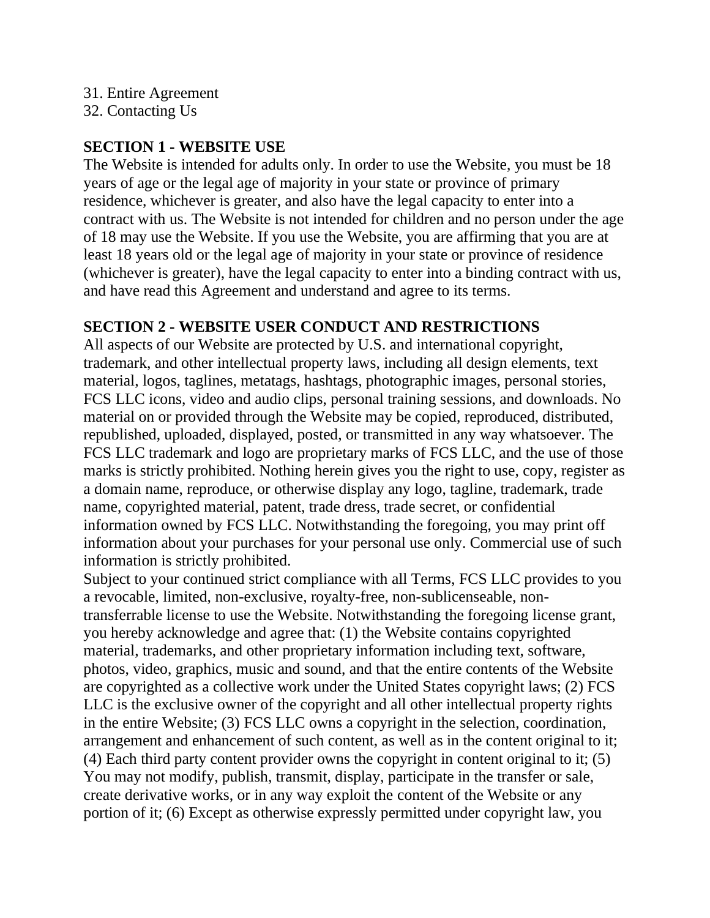31. Entire Agreement
32. Contacting Us

**SECTION 1 - WEBSITE USE**

The Website is intended for adults only. In order to use the Website, you must be 18 years of age or the legal age of majority in your state or province of primary residence, whichever is greater, and also have the legal capacity to enter into a contract with us. The Website is not intended for children and no person under the age of 18 may use the Website. If you use the Website, you are affirming that you are at least 18 years old or the legal age of majority in your state or province of residence (whichever is greater), have the legal capacity to enter into a binding contract with us, and have read this Agreement and understand and agree to its terms.

**SECTION 2 - WEBSITE USER CONDUCT AND RESTRICTIONS**

All aspects of our Website are protected by U.S. and international copyright, trademark, and other intellectual property laws, including all design elements, text material, logos, taglines, metatags, hashtags, photographic images, personal stories, FCS LLC icons, video and audio clips, personal training sessions, and downloads. No material on or provided through the Website may be copied, reproduced, distributed, republished, uploaded, displayed, posted, or transmitted in any way whatsoever. The FCS LLC trademark and logo are proprietary marks of FCS LLC, and the use of those marks is strictly prohibited. Nothing herein gives you the right to use, copy, register as a domain name, reproduce, or otherwise display any logo, tagline, trademark, trade name, copyrighted material, patent, trade dress, trade secret, or confidential information owned by FCS LLC. Notwithstanding the foregoing, you may print off information about your purchases for your personal use only. Commercial use of such information is strictly prohibited.

Subject to your continued strict compliance with all Terms, FCS LLC provides to you a revocable, limited, non-exclusive, royalty-free, non-sublicenseable, non-transferrable license to use the Website. Notwithstanding the foregoing license grant, you hereby acknowledge and agree that: (1) the Website contains copyrighted material, trademarks, and other proprietary information including text, software, photos, video, graphics, music and sound, and that the entire contents of the Website are copyrighted as a collective work under the United States copyright laws; (2) FCS LLC is the exclusive owner of the copyright and all other intellectual property rights in the entire Website; (3) FCS LLC owns a copyright in the selection, coordination, arrangement and enhancement of such content, as well as in the content original to it; (4) Each third party content provider owns the copyright in content original to it; (5) You may not modify, publish, transmit, display, participate in the transfer or sale, create derivative works, or in any way exploit the content of the Website or any portion of it; (6) Except as otherwise expressly permitted under copyright law, you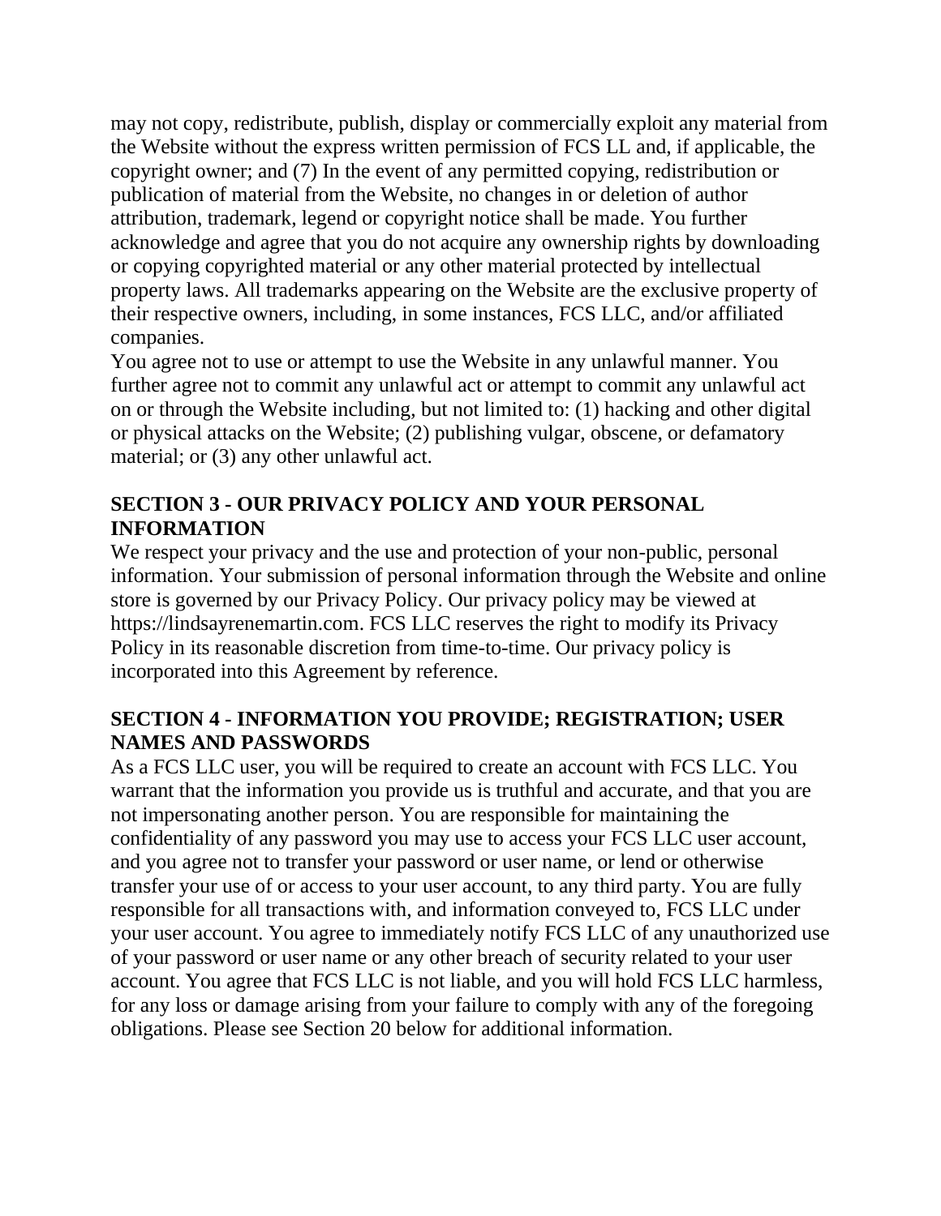may not copy, redistribute, publish, display or commercially exploit any material from the Website without the express written permission of FCS LL and, if applicable, the copyright owner; and (7) In the event of any permitted copying, redistribution or publication of material from the Website, no changes in or deletion of author attribution, trademark, legend or copyright notice shall be made. You further acknowledge and agree that you do not acquire any ownership rights by downloading or copying copyrighted material or any other material protected by intellectual property laws. All trademarks appearing on the Website are the exclusive property of their respective owners, including, in some instances, FCS LLC, and/or affiliated companies.

You agree not to use or attempt to use the Website in any unlawful manner. You further agree not to commit any unlawful act or attempt to commit any unlawful act on or through the Website including, but not limited to: (1) hacking and other digital or physical attacks on the Website; (2) publishing vulgar, obscene, or defamatory material; or (3) any other unlawful act.

## SECTION 3 - OUR PRIVACY POLICY AND YOUR PERSONAL INFORMATION

We respect your privacy and the use and protection of your non-public, personal information. Your submission of personal information through the Website and online store is governed by our Privacy Policy. Our privacy policy may be viewed at https://lindsayrenemartin.com. FCS LLC reserves the right to modify its Privacy Policy in its reasonable discretion from time-to-time. Our privacy policy is incorporated into this Agreement by reference.

## SECTION 4 - INFORMATION YOU PROVIDE; REGISTRATION; USER NAMES AND PASSWORDS

As a FCS LLC user, you will be required to create an account with FCS LLC. You warrant that the information you provide us is truthful and accurate, and that you are not impersonating another person. You are responsible for maintaining the confidentiality of any password you may use to access your FCS LLC user account, and you agree not to transfer your password or user name, or lend or otherwise transfer your use of or access to your user account, to any third party. You are fully responsible for all transactions with, and information conveyed to, FCS LLC under your user account. You agree to immediately notify FCS LLC of any unauthorized use of your password or user name or any other breach of security related to your user account. You agree that FCS LLC is not liable, and you will hold FCS LLC harmless, for any loss or damage arising from your failure to comply with any of the foregoing obligations. Please see Section 20 below for additional information.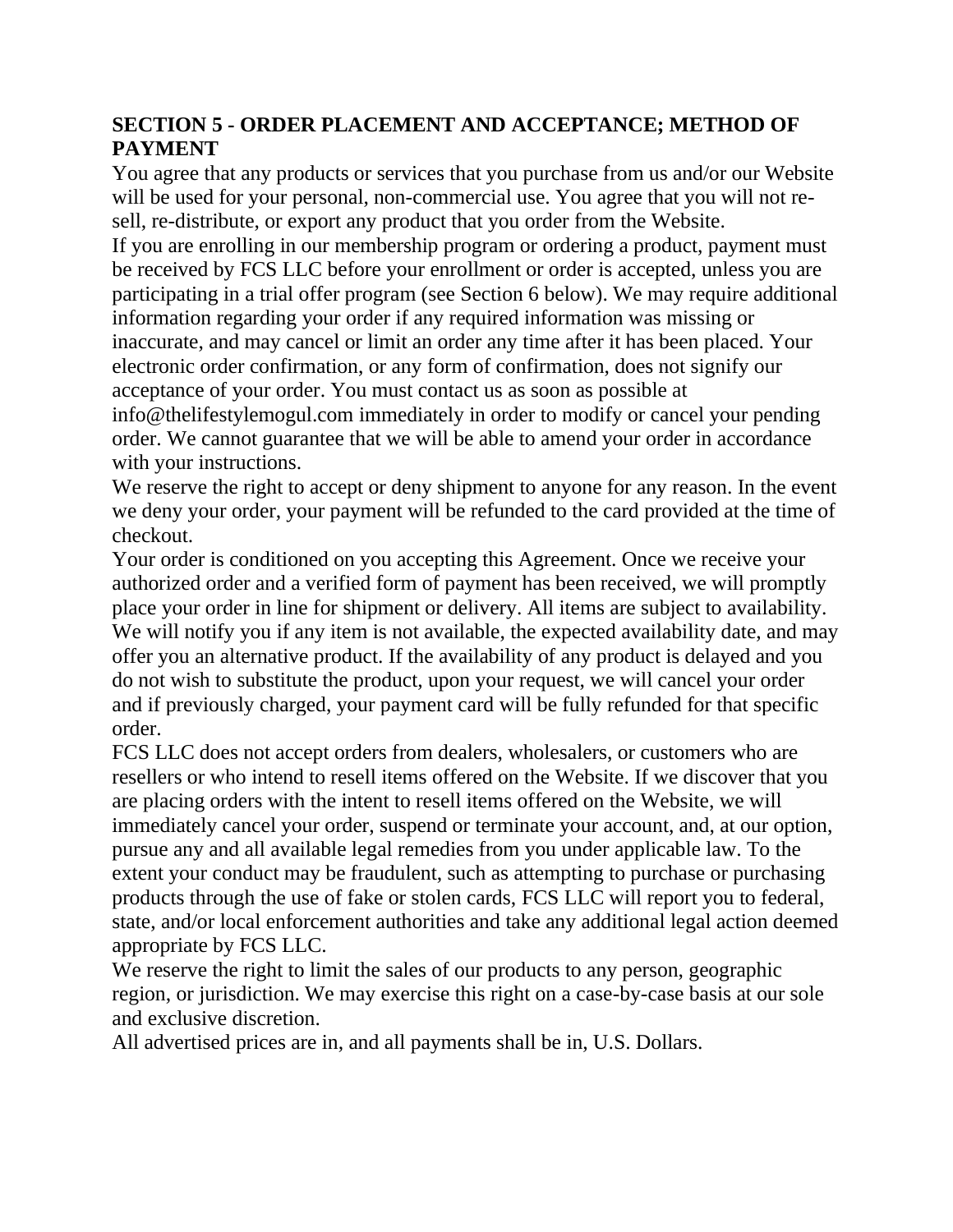## SECTION 5 - ORDER PLACEMENT AND ACCEPTANCE; METHOD OF PAYMENT

You agree that any products or services that you purchase from us and/or our Website will be used for your personal, non-commercial use. You agree that you will not re-sell, re-distribute, or export any product that you order from the Website.

If you are enrolling in our membership program or ordering a product, payment must be received by FCS LLC before your enrollment or order is accepted, unless you are participating in a trial offer program (see Section 6 below). We may require additional information regarding your order if any required information was missing or inaccurate, and may cancel or limit an order any time after it has been placed. Your electronic order confirmation, or any form of confirmation, does not signify our acceptance of your order. You must contact us as soon as possible at info@thelifestylemogul.com immediately in order to modify or cancel your pending order. We cannot guarantee that we will be able to amend your order in accordance with your instructions.

We reserve the right to accept or deny shipment to anyone for any reason. In the event we deny your order, your payment will be refunded to the card provided at the time of checkout.

Your order is conditioned on you accepting this Agreement. Once we receive your authorized order and a verified form of payment has been received, we will promptly place your order in line for shipment or delivery. All items are subject to availability. We will notify you if any item is not available, the expected availability date, and may offer you an alternative product. If the availability of any product is delayed and you do not wish to substitute the product, upon your request, we will cancel your order and if previously charged, your payment card will be fully refunded for that specific order.

FCS LLC does not accept orders from dealers, wholesalers, or customers who are resellers or who intend to resell items offered on the Website. If we discover that you are placing orders with the intent to resell items offered on the Website, we will immediately cancel your order, suspend or terminate your account, and, at our option, pursue any and all available legal remedies from you under applicable law. To the extent your conduct may be fraudulent, such as attempting to purchase or purchasing products through the use of fake or stolen cards, FCS LLC will report you to federal, state, and/or local enforcement authorities and take any additional legal action deemed appropriate by FCS LLC.

We reserve the right to limit the sales of our products to any person, geographic region, or jurisdiction. We may exercise this right on a case-by-case basis at our sole and exclusive discretion.

All advertised prices are in, and all payments shall be in, U.S. Dollars.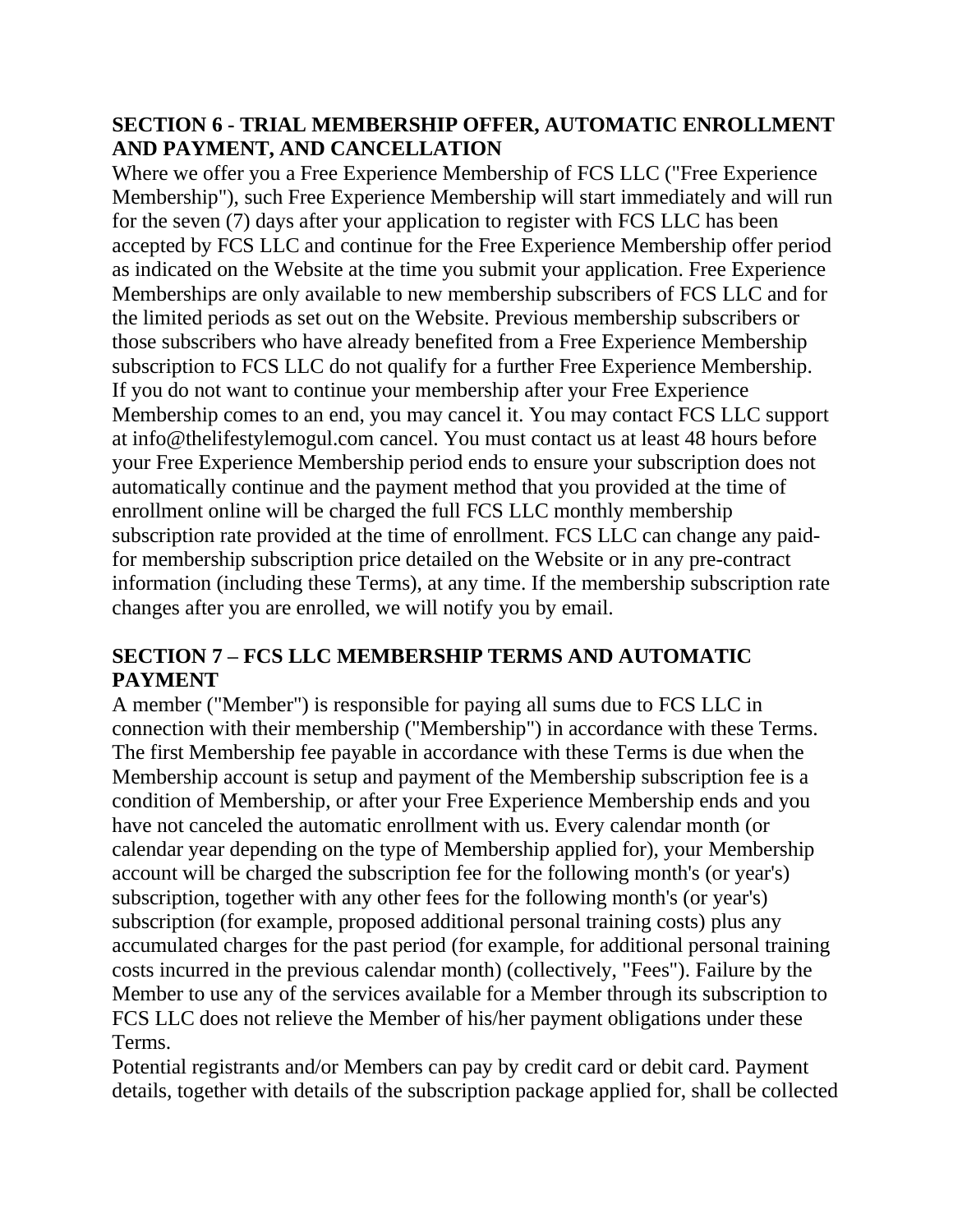## SECTION 6 - TRIAL MEMBERSHIP OFFER, AUTOMATIC ENROLLMENT AND PAYMENT, AND CANCELLATION

Where we offer you a Free Experience Membership of FCS LLC ("Free Experience Membership"), such Free Experience Membership will start immediately and will run for the seven (7) days after your application to register with FCS LLC has been accepted by FCS LLC and continue for the Free Experience Membership offer period as indicated on the Website at the time you submit your application. Free Experience Memberships are only available to new membership subscribers of FCS LLC and for the limited periods as set out on the Website. Previous membership subscribers or those subscribers who have already benefited from a Free Experience Membership subscription to FCS LLC do not qualify for a further Free Experience Membership. If you do not want to continue your membership after your Free Experience Membership comes to an end, you may cancel it. You may contact FCS LLC support at info@thelifestylemogul.com cancel. You must contact us at least 48 hours before your Free Experience Membership period ends to ensure your subscription does not automatically continue and the payment method that you provided at the time of enrollment online will be charged the full FCS LLC monthly membership subscription rate provided at the time of enrollment. FCS LLC can change any paid-for membership subscription price detailed on the Website or in any pre-contract information (including these Terms), at any time. If the membership subscription rate changes after you are enrolled, we will notify you by email.

## SECTION 7 – FCS LLC MEMBERSHIP TERMS AND AUTOMATIC PAYMENT

A member ("Member") is responsible for paying all sums due to FCS LLC in connection with their membership ("Membership") in accordance with these Terms. The first Membership fee payable in accordance with these Terms is due when the Membership account is setup and payment of the Membership subscription fee is a condition of Membership, or after your Free Experience Membership ends and you have not canceled the automatic enrollment with us. Every calendar month (or calendar year depending on the type of Membership applied for), your Membership account will be charged the subscription fee for the following month's (or year's) subscription, together with any other fees for the following month's (or year's) subscription (for example, proposed additional personal training costs) plus any accumulated charges for the past period (for example, for additional personal training costs incurred in the previous calendar month) (collectively, "Fees"). Failure by the Member to use any of the services available for a Member through its subscription to FCS LLC does not relieve the Member of his/her payment obligations under these Terms.

Potential registrants and/or Members can pay by credit card or debit card. Payment details, together with details of the subscription package applied for, shall be collected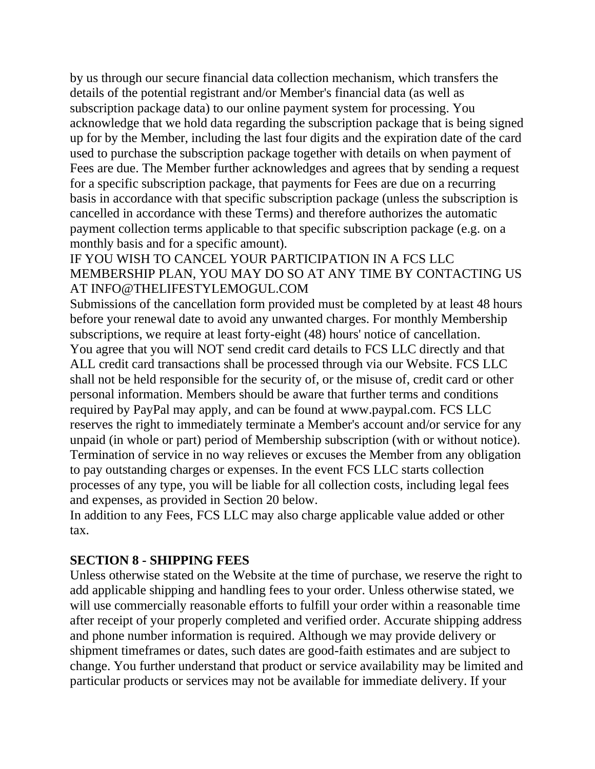by us through our secure financial data collection mechanism, which transfers the details of the potential registrant and/or Member's financial data (as well as subscription package data) to our online payment system for processing. You acknowledge that we hold data regarding the subscription package that is being signed up for by the Member, including the last four digits and the expiration date of the card used to purchase the subscription package together with details on when payment of Fees are due. The Member further acknowledges and agrees that by sending a request for a specific subscription package, that payments for Fees are due on a recurring basis in accordance with that specific subscription package (unless the subscription is cancelled in accordance with these Terms) and therefore authorizes the automatic payment collection terms applicable to that specific subscription package (e.g. on a monthly basis and for a specific amount).

IF YOU WISH TO CANCEL YOUR PARTICIPATION IN A FCS LLC MEMBERSHIP PLAN, YOU MAY DO SO AT ANY TIME BY CONTACTING US AT INFO@THELIFESTYLEMOGUL.COM

Submissions of the cancellation form provided must be completed by at least 48 hours before your renewal date to avoid any unwanted charges. For monthly Membership subscriptions, we require at least forty-eight (48) hours' notice of cancellation.

You agree that you will NOT send credit card details to FCS LLC directly and that ALL credit card transactions shall be processed through via our Website. FCS LLC shall not be held responsible for the security of, or the misuse of, credit card or other personal information. Members should be aware that further terms and conditions required by PayPal may apply, and can be found at www.paypal.com. FCS LLC reserves the right to immediately terminate a Member's account and/or service for any unpaid (in whole or part) period of Membership subscription (with or without notice). Termination of service in no way relieves or excuses the Member from any obligation to pay outstanding charges or expenses. In the event FCS LLC starts collection processes of any type, you will be liable for all collection costs, including legal fees and expenses, as provided in Section 20 below.

In addition to any Fees, FCS LLC may also charge applicable value added or other tax.

**SECTION 8 - SHIPPING FEES**

Unless otherwise stated on the Website at the time of purchase, we reserve the right to add applicable shipping and handling fees to your order. Unless otherwise stated, we will use commercially reasonable efforts to fulfill your order within a reasonable time after receipt of your properly completed and verified order. Accurate shipping address and phone number information is required. Although we may provide delivery or shipment timeframes or dates, such dates are good-faith estimates and are subject to change. You further understand that product or service availability may be limited and particular products or services may not be available for immediate delivery. If your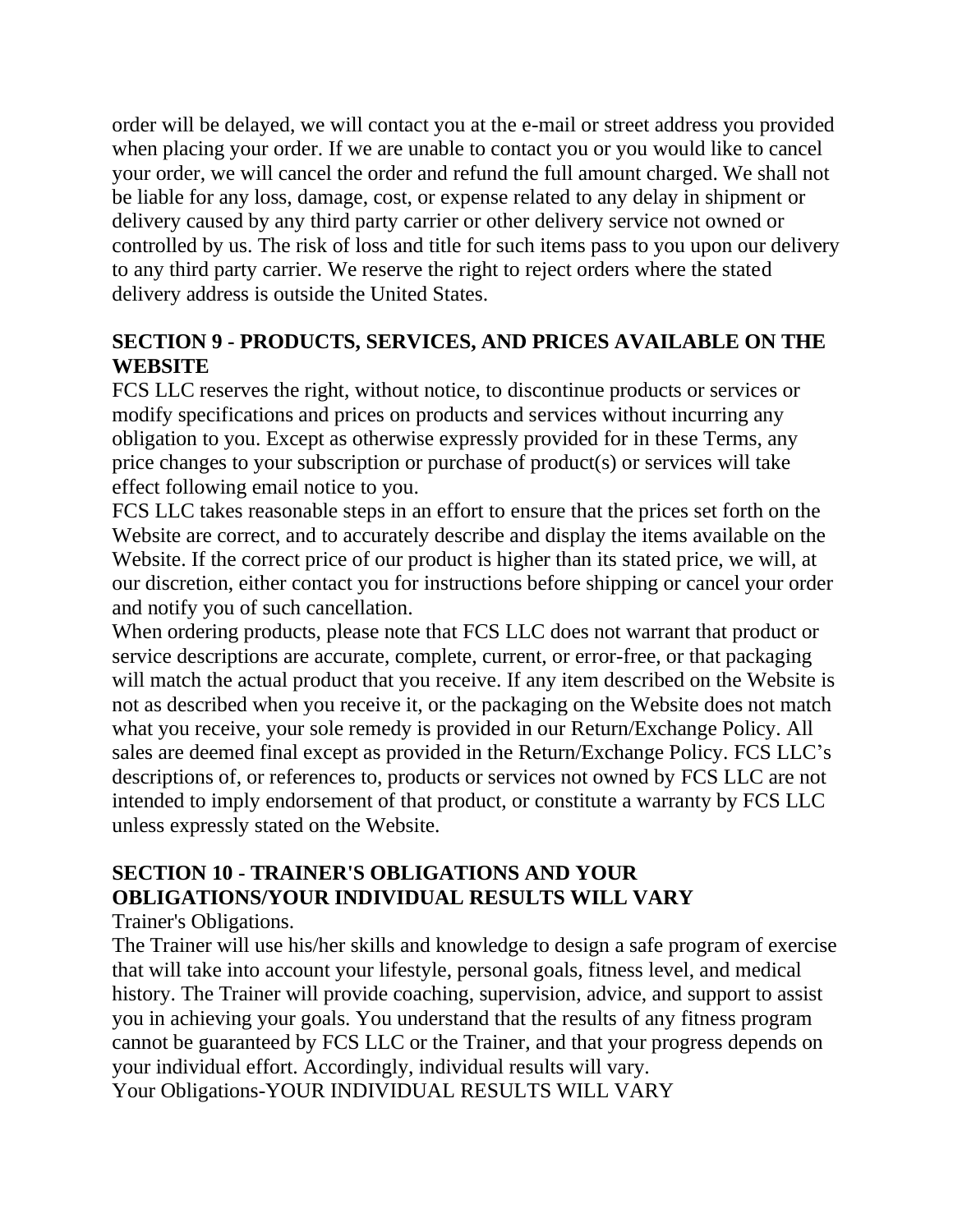order will be delayed, we will contact you at the e-mail or street address you provided when placing your order. If we are unable to contact you or you would like to cancel your order, we will cancel the order and refund the full amount charged. We shall not be liable for any loss, damage, cost, or expense related to any delay in shipment or delivery caused by any third party carrier or other delivery service not owned or controlled by us. The risk of loss and title for such items pass to you upon our delivery to any third party carrier. We reserve the right to reject orders where the stated delivery address is outside the United States.

## SECTION 9 - PRODUCTS, SERVICES, AND PRICES AVAILABLE ON THE WEBSITE

FCS LLC reserves the right, without notice, to discontinue products or services or modify specifications and prices on products and services without incurring any obligation to you. Except as otherwise expressly provided for in these Terms, any price changes to your subscription or purchase of product(s) or services will take effect following email notice to you.

FCS LLC takes reasonable steps in an effort to ensure that the prices set forth on the Website are correct, and to accurately describe and display the items available on the Website. If the correct price of our product is higher than its stated price, we will, at our discretion, either contact you for instructions before shipping or cancel your order and notify you of such cancellation.

When ordering products, please note that FCS LLC does not warrant that product or service descriptions are accurate, complete, current, or error-free, or that packaging will match the actual product that you receive. If any item described on the Website is not as described when you receive it, or the packaging on the Website does not match what you receive, your sole remedy is provided in our Return/Exchange Policy. All sales are deemed final except as provided in the Return/Exchange Policy. FCS LLC's descriptions of, or references to, products or services not owned by FCS LLC are not intended to imply endorsement of that product, or constitute a warranty by FCS LLC unless expressly stated on the Website.

## SECTION 10 - TRAINER'S OBLIGATIONS AND YOUR OBLIGATIONS/YOUR INDIVIDUAL RESULTS WILL VARY

Trainer's Obligations.

The Trainer will use his/her skills and knowledge to design a safe program of exercise that will take into account your lifestyle, personal goals, fitness level, and medical history. The Trainer will provide coaching, supervision, advice, and support to assist you in achieving your goals. You understand that the results of any fitness program cannot be guaranteed by FCS LLC or the Trainer, and that your progress depends on your individual effort. Accordingly, individual results will vary.

Your Obligations-YOUR INDIVIDUAL RESULTS WILL VARY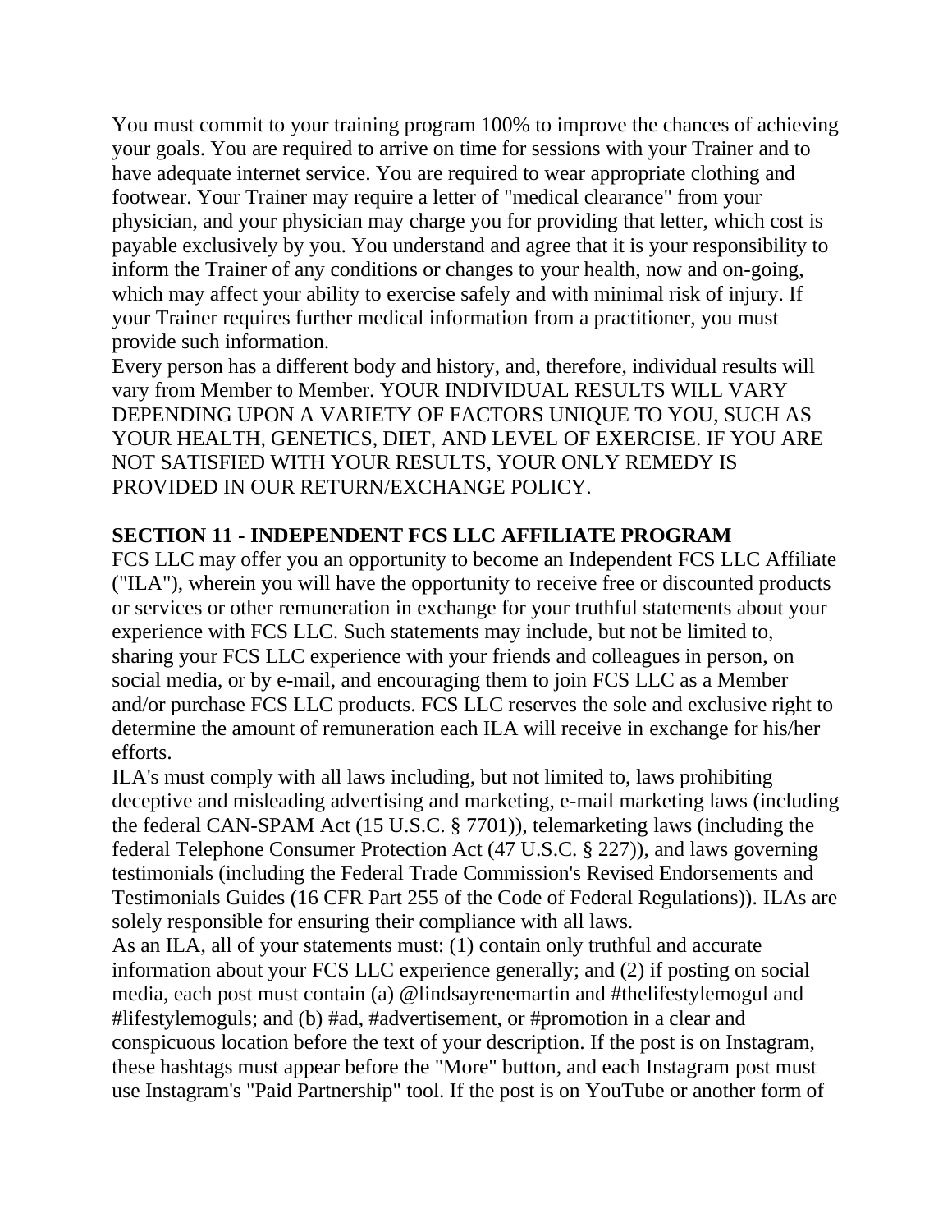You must commit to your training program 100% to improve the chances of achieving your goals. You are required to arrive on time for sessions with your Trainer and to have adequate internet service. You are required to wear appropriate clothing and footwear. Your Trainer may require a letter of "medical clearance" from your physician, and your physician may charge you for providing that letter, which cost is payable exclusively by you. You understand and agree that it is your responsibility to inform the Trainer of any conditions or changes to your health, now and on-going, which may affect your ability to exercise safely and with minimal risk of injury. If your Trainer requires further medical information from a practitioner, you must provide such information.

Every person has a different body and history, and, therefore, individual results will vary from Member to Member. YOUR INDIVIDUAL RESULTS WILL VARY DEPENDING UPON A VARIETY OF FACTORS UNIQUE TO YOU, SUCH AS YOUR HEALTH, GENETICS, DIET, AND LEVEL OF EXERCISE. IF YOU ARE NOT SATISFIED WITH YOUR RESULTS, YOUR ONLY REMEDY IS PROVIDED IN OUR RETURN/EXCHANGE POLICY.

**SECTION 11 - INDEPENDENT FCS LLC AFFILIATE PROGRAM**

FCS LLC may offer you an opportunity to become an Independent FCS LLC Affiliate ("ILA"), wherein you will have the opportunity to receive free or discounted products or services or other remuneration in exchange for your truthful statements about your experience with FCS LLC. Such statements may include, but not be limited to, sharing your FCS LLC experience with your friends and colleagues in person, on social media, or by e-mail, and encouraging them to join FCS LLC as a Member and/or purchase FCS LLC products. FCS LLC reserves the sole and exclusive right to determine the amount of remuneration each ILA will receive in exchange for his/her efforts.

ILA's must comply with all laws including, but not limited to, laws prohibiting deceptive and misleading advertising and marketing, e-mail marketing laws (including the federal CAN-SPAM Act (15 U.S.C. § 7701)), telemarketing laws (including the federal Telephone Consumer Protection Act (47 U.S.C. § 227)), and laws governing testimonials (including the Federal Trade Commission's Revised Endorsements and Testimonials Guides (16 CFR Part 255 of the Code of Federal Regulations)). ILAs are solely responsible for ensuring their compliance with all laws.

As an ILA, all of your statements must: (1) contain only truthful and accurate information about your FCS LLC experience generally; and (2) if posting on social media, each post must contain (a) @lindsayrenemartin and #thelifestylemogul and #lifestylemoguls; and (b) #ad, #advertisement, or #promotion in a clear and conspicuous location before the text of your description. If the post is on Instagram, these hashtags must appear before the "More" button, and each Instagram post must use Instagram's "Paid Partnership" tool. If the post is on YouTube or another form of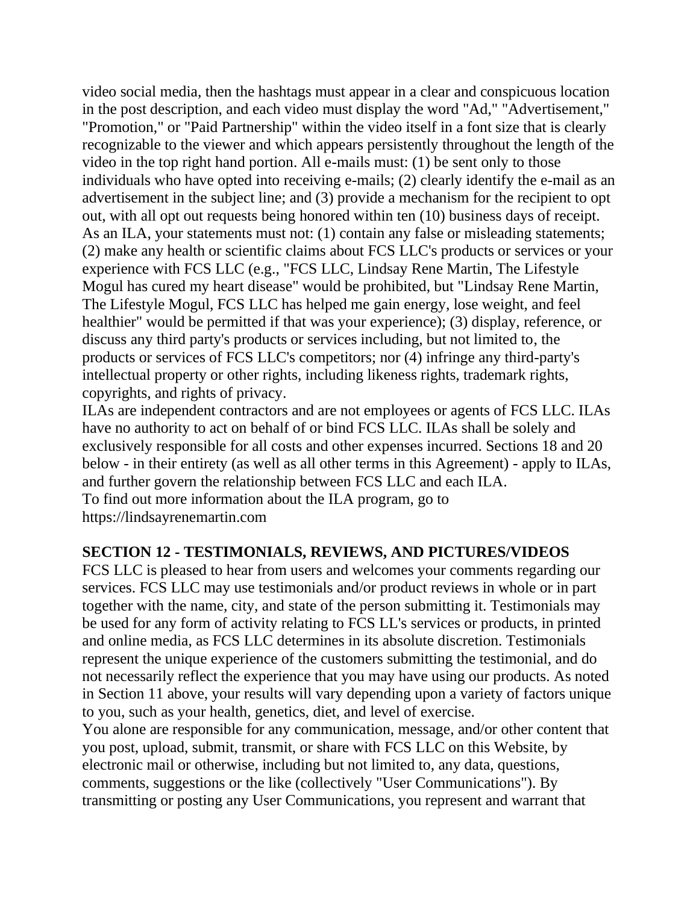video social media, then the hashtags must appear in a clear and conspicuous location in the post description, and each video must display the word "Ad," "Advertisement," "Promotion," or "Paid Partnership" within the video itself in a font size that is clearly recognizable to the viewer and which appears persistently throughout the length of the video in the top right hand portion. All e-mails must: (1) be sent only to those individuals who have opted into receiving e-mails; (2) clearly identify the e-mail as an advertisement in the subject line; and (3) provide a mechanism for the recipient to opt out, with all opt out requests being honored within ten (10) business days of receipt. As an ILA, your statements must not: (1) contain any false or misleading statements; (2) make any health or scientific claims about FCS LLC's products or services or your experience with FCS LLC (e.g., "FCS LLC, Lindsay Rene Martin, The Lifestyle Mogul has cured my heart disease" would be prohibited, but "Lindsay Rene Martin, The Lifestyle Mogul, FCS LLC has helped me gain energy, lose weight, and feel healthier" would be permitted if that was your experience); (3) display, reference, or discuss any third party's products or services including, but not limited to, the products or services of FCS LLC's competitors; nor (4) infringe any third-party's intellectual property or other rights, including likeness rights, trademark rights, copyrights, and rights of privacy.

ILAs are independent contractors and are not employees or agents of FCS LLC. ILAs have no authority to act on behalf of or bind FCS LLC. ILAs shall be solely and exclusively responsible for all costs and other expenses incurred. Sections 18 and 20 below - in their entirety (as well as all other terms in this Agreement) - apply to ILAs, and further govern the relationship between FCS LLC and each ILA.

To find out more information about the ILA program, go to https://lindsayrenemartin.com

**SECTION 12 - TESTIMONIALS, REVIEWS, AND PICTURES/VIDEOS**

FCS LLC is pleased to hear from users and welcomes your comments regarding our services. FCS LLC may use testimonials and/or product reviews in whole or in part together with the name, city, and state of the person submitting it. Testimonials may be used for any form of activity relating to FCS LL's services or products, in printed and online media, as FCS LLC determines in its absolute discretion. Testimonials represent the unique experience of the customers submitting the testimonial, and do not necessarily reflect the experience that you may have using our products. As noted in Section 11 above, your results will vary depending upon a variety of factors unique to you, such as your health, genetics, diet, and level of exercise.

You alone are responsible for any communication, message, and/or other content that you post, upload, submit, transmit, or share with FCS LLC on this Website, by electronic mail or otherwise, including but not limited to, any data, questions, comments, suggestions or the like (collectively "User Communications"). By transmitting or posting any User Communications, you represent and warrant that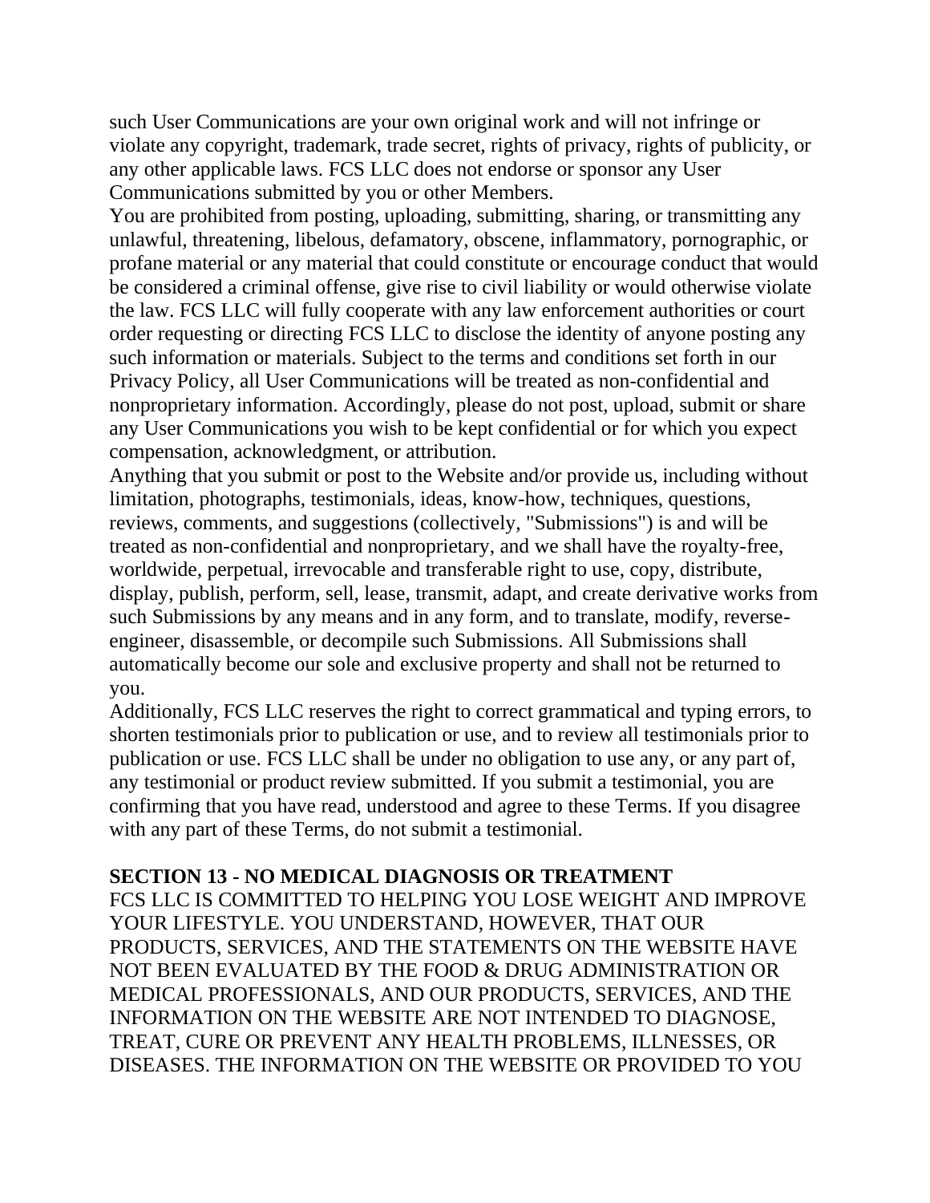such User Communications are your own original work and will not infringe or violate any copyright, trademark, trade secret, rights of privacy, rights of publicity, or any other applicable laws. FCS LLC does not endorse or sponsor any User Communications submitted by you or other Members.

You are prohibited from posting, uploading, submitting, sharing, or transmitting any unlawful, threatening, libelous, defamatory, obscene, inflammatory, pornographic, or profane material or any material that could constitute or encourage conduct that would be considered a criminal offense, give rise to civil liability or would otherwise violate the law. FCS LLC will fully cooperate with any law enforcement authorities or court order requesting or directing FCS LLC to disclose the identity of anyone posting any such information or materials. Subject to the terms and conditions set forth in our Privacy Policy, all User Communications will be treated as non-confidential and nonproprietary information. Accordingly, please do not post, upload, submit or share any User Communications you wish to be kept confidential or for which you expect compensation, acknowledgment, or attribution.

Anything that you submit or post to the Website and/or provide us, including without limitation, photographs, testimonials, ideas, know-how, techniques, questions, reviews, comments, and suggestions (collectively, "Submissions") is and will be treated as non-confidential and nonproprietary, and we shall have the royalty-free, worldwide, perpetual, irrevocable and transferable right to use, copy, distribute, display, publish, perform, sell, lease, transmit, adapt, and create derivative works from such Submissions by any means and in any form, and to translate, modify, reverse-engineer, disassemble, or decompile such Submissions. All Submissions shall automatically become our sole and exclusive property and shall not be returned to you.

Additionally, FCS LLC reserves the right to correct grammatical and typing errors, to shorten testimonials prior to publication or use, and to review all testimonials prior to publication or use. FCS LLC shall be under no obligation to use any, or any part of, any testimonial or product review submitted. If you submit a testimonial, you are confirming that you have read, understood and agree to these Terms. If you disagree with any part of these Terms, do not submit a testimonial.

**SECTION 13 - NO MEDICAL DIAGNOSIS OR TREATMENT**

FCS LLC IS COMMITTED TO HELPING YOU LOSE WEIGHT AND IMPROVE YOUR LIFESTYLE. YOU UNDERSTAND, HOWEVER, THAT OUR PRODUCTS, SERVICES, AND THE STATEMENTS ON THE WEBSITE HAVE NOT BEEN EVALUATED BY THE FOOD & DRUG ADMINISTRATION OR MEDICAL PROFESSIONALS, AND OUR PRODUCTS, SERVICES, AND THE INFORMATION ON THE WEBSITE ARE NOT INTENDED TO DIAGNOSE, TREAT, CURE OR PREVENT ANY HEALTH PROBLEMS, ILLNESSES, OR DISEASES. THE INFORMATION ON THE WEBSITE OR PROVIDED TO YOU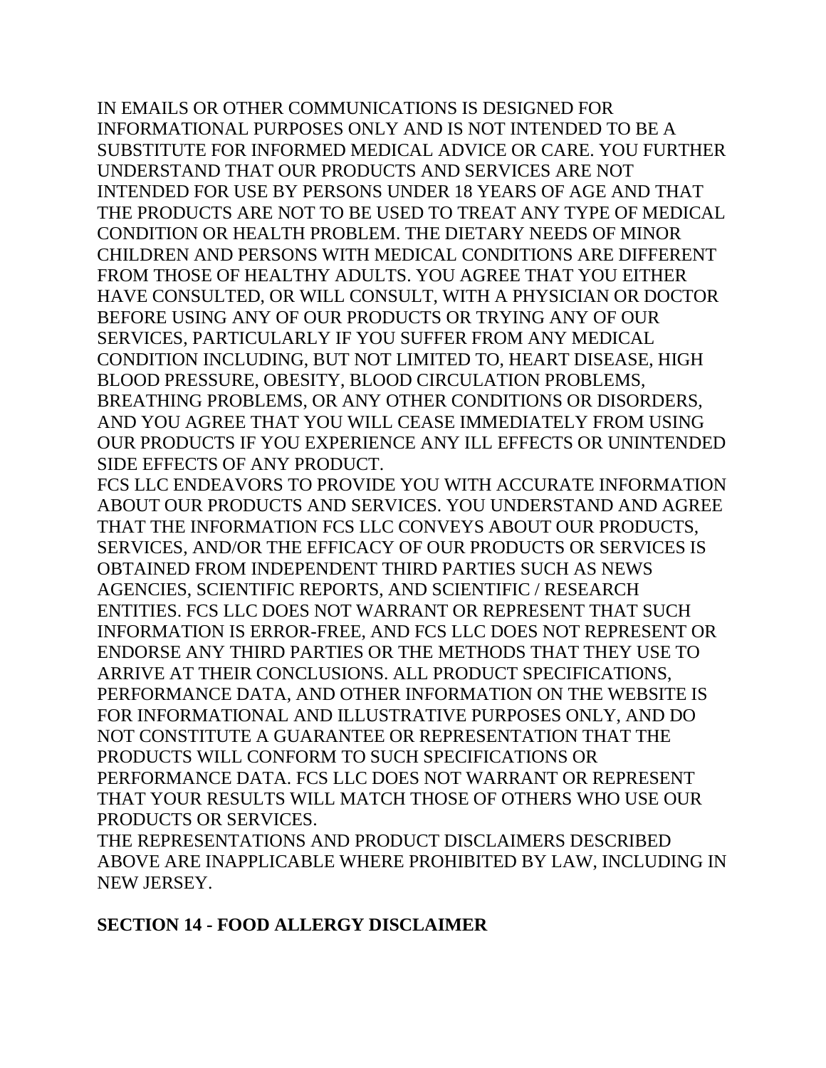IN EMAILS OR OTHER COMMUNICATIONS IS DESIGNED FOR INFORMATIONAL PURPOSES ONLY AND IS NOT INTENDED TO BE A SUBSTITUTE FOR INFORMED MEDICAL ADVICE OR CARE. YOU FURTHER UNDERSTAND THAT OUR PRODUCTS AND SERVICES ARE NOT INTENDED FOR USE BY PERSONS UNDER 18 YEARS OF AGE AND THAT THE PRODUCTS ARE NOT TO BE USED TO TREAT ANY TYPE OF MEDICAL CONDITION OR HEALTH PROBLEM. THE DIETARY NEEDS OF MINOR CHILDREN AND PERSONS WITH MEDICAL CONDITIONS ARE DIFFERENT FROM THOSE OF HEALTHY ADULTS. YOU AGREE THAT YOU EITHER HAVE CONSULTED, OR WILL CONSULT, WITH A PHYSICIAN OR DOCTOR BEFORE USING ANY OF OUR PRODUCTS OR TRYING ANY OF OUR SERVICES, PARTICULARLY IF YOU SUFFER FROM ANY MEDICAL CONDITION INCLUDING, BUT NOT LIMITED TO, HEART DISEASE, HIGH BLOOD PRESSURE, OBESITY, BLOOD CIRCULATION PROBLEMS, BREATHING PROBLEMS, OR ANY OTHER CONDITIONS OR DISORDERS, AND YOU AGREE THAT YOU WILL CEASE IMMEDIATELY FROM USING OUR PRODUCTS IF YOU EXPERIENCE ANY ILL EFFECTS OR UNINTENDED SIDE EFFECTS OF ANY PRODUCT.

FCS LLC ENDEAVORS TO PROVIDE YOU WITH ACCURATE INFORMATION ABOUT OUR PRODUCTS AND SERVICES. YOU UNDERSTAND AND AGREE THAT THE INFORMATION FCS LLC CONVEYS ABOUT OUR PRODUCTS, SERVICES, AND/OR THE EFFICACY OF OUR PRODUCTS OR SERVICES IS OBTAINED FROM INDEPENDENT THIRD PARTIES SUCH AS NEWS AGENCIES, SCIENTIFIC REPORTS, AND SCIENTIFIC / RESEARCH ENTITIES. FCS LLC DOES NOT WARRANT OR REPRESENT THAT SUCH INFORMATION IS ERROR-FREE, AND FCS LLC DOES NOT REPRESENT OR ENDORSE ANY THIRD PARTIES OR THE METHODS THAT THEY USE TO ARRIVE AT THEIR CONCLUSIONS. ALL PRODUCT SPECIFICATIONS, PERFORMANCE DATA, AND OTHER INFORMATION ON THE WEBSITE IS FOR INFORMATIONAL AND ILLUSTRATIVE PURPOSES ONLY, AND DO NOT CONSTITUTE A GUARANTEE OR REPRESENTATION THAT THE PRODUCTS WILL CONFORM TO SUCH SPECIFICATIONS OR PERFORMANCE DATA. FCS LLC DOES NOT WARRANT OR REPRESENT THAT YOUR RESULTS WILL MATCH THOSE OF OTHERS WHO USE OUR PRODUCTS OR SERVICES.

THE REPRESENTATIONS AND PRODUCT DISCLAIMERS DESCRIBED ABOVE ARE INAPPLICABLE WHERE PROHIBITED BY LAW, INCLUDING IN NEW JERSEY.

**SECTION 14 - FOOD ALLERGY DISCLAIMER**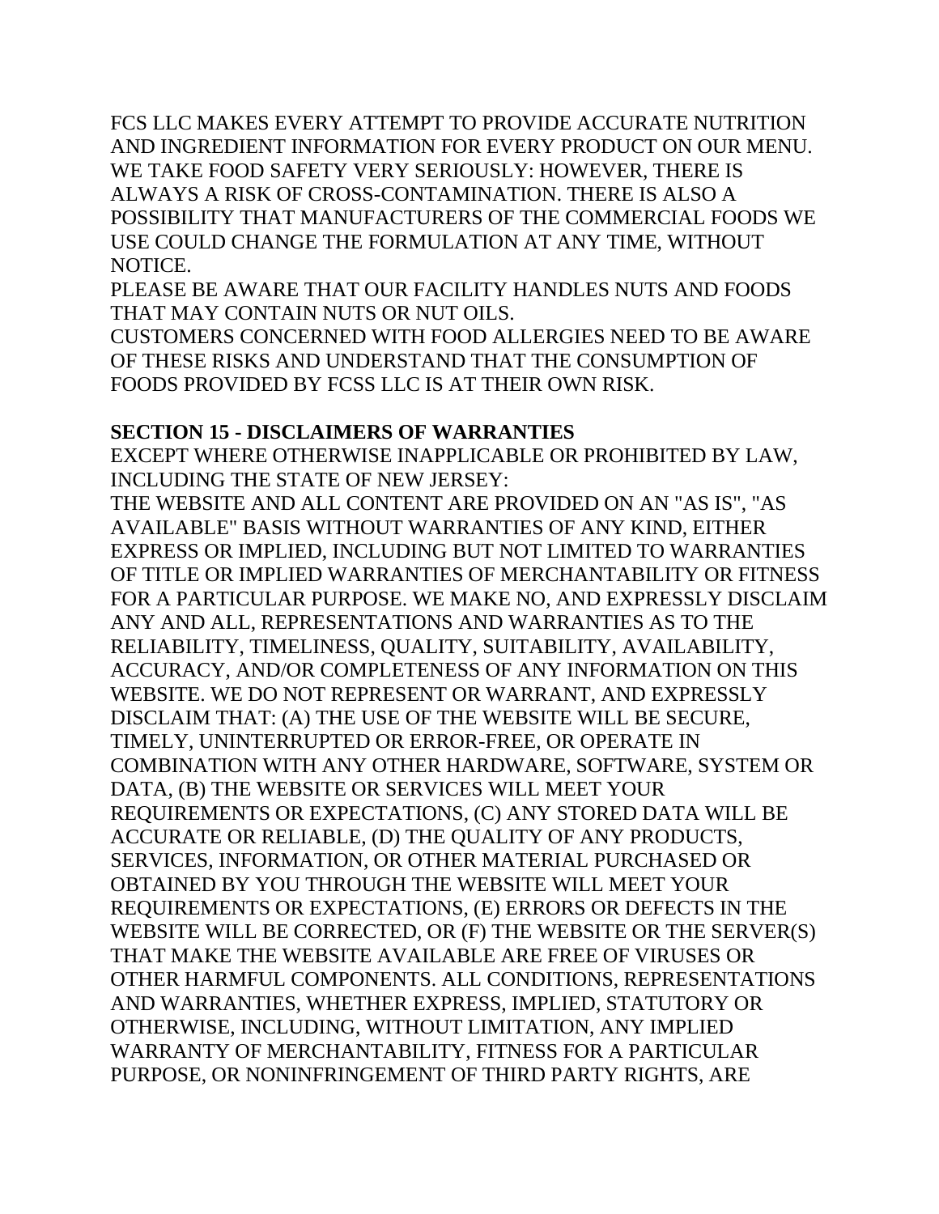FCS LLC MAKES EVERY ATTEMPT TO PROVIDE ACCURATE NUTRITION AND INGREDIENT INFORMATION FOR EVERY PRODUCT ON OUR MENU. WE TAKE FOOD SAFETY VERY SERIOUSLY: HOWEVER, THERE IS ALWAYS A RISK OF CROSS-CONTAMINATION. THERE IS ALSO A POSSIBILITY THAT MANUFACTURERS OF THE COMMERCIAL FOODS WE USE COULD CHANGE THE FORMULATION AT ANY TIME, WITHOUT NOTICE.
PLEASE BE AWARE THAT OUR FACILITY HANDLES NUTS AND FOODS THAT MAY CONTAIN NUTS OR NUT OILS.
CUSTOMERS CONCERNED WITH FOOD ALLERGIES NEED TO BE AWARE OF THESE RISKS AND UNDERSTAND THAT THE CONSUMPTION OF FOODS PROVIDED BY FCSS LLC IS AT THEIR OWN RISK.

**SECTION 15 - DISCLAIMERS OF WARRANTIES**

EXCEPT WHERE OTHERWISE INAPPLICABLE OR PROHIBITED BY LAW, INCLUDING THE STATE OF NEW JERSEY:
THE WEBSITE AND ALL CONTENT ARE PROVIDED ON AN "AS IS", "AS AVAILABLE" BASIS WITHOUT WARRANTIES OF ANY KIND, EITHER EXPRESS OR IMPLIED, INCLUDING BUT NOT LIMITED TO WARRANTIES OF TITLE OR IMPLIED WARRANTIES OF MERCHANTABILITY OR FITNESS FOR A PARTICULAR PURPOSE. WE MAKE NO, AND EXPRESSLY DISCLAIM ANY AND ALL, REPRESENTATIONS AND WARRANTIES AS TO THE RELIABILITY, TIMELINESS, QUALITY, SUITABILITY, AVAILABILITY, ACCURACY, AND/OR COMPLETENESS OF ANY INFORMATION ON THIS WEBSITE. WE DO NOT REPRESENT OR WARRANT, AND EXPRESSLY DISCLAIM THAT: (A) THE USE OF THE WEBSITE WILL BE SECURE, TIMELY, UNINTERRUPTED OR ERROR-FREE, OR OPERATE IN COMBINATION WITH ANY OTHER HARDWARE, SOFTWARE, SYSTEM OR DATA, (B) THE WEBSITE OR SERVICES WILL MEET YOUR REQUIREMENTS OR EXPECTATIONS, (C) ANY STORED DATA WILL BE ACCURATE OR RELIABLE, (D) THE QUALITY OF ANY PRODUCTS, SERVICES, INFORMATION, OR OTHER MATERIAL PURCHASED OR OBTAINED BY YOU THROUGH THE WEBSITE WILL MEET YOUR REQUIREMENTS OR EXPECTATIONS, (E) ERRORS OR DEFECTS IN THE WEBSITE WILL BE CORRECTED, OR (F) THE WEBSITE OR THE SERVER(S) THAT MAKE THE WEBSITE AVAILABLE ARE FREE OF VIRUSES OR OTHER HARMFUL COMPONENTS. ALL CONDITIONS, REPRESENTATIONS AND WARRANTIES, WHETHER EXPRESS, IMPLIED, STATUTORY OR OTHERWISE, INCLUDING, WITHOUT LIMITATION, ANY IMPLIED WARRANTY OF MERCHANTABILITY, FITNESS FOR A PARTICULAR PURPOSE, OR NONINFRINGEMENT OF THIRD PARTY RIGHTS, ARE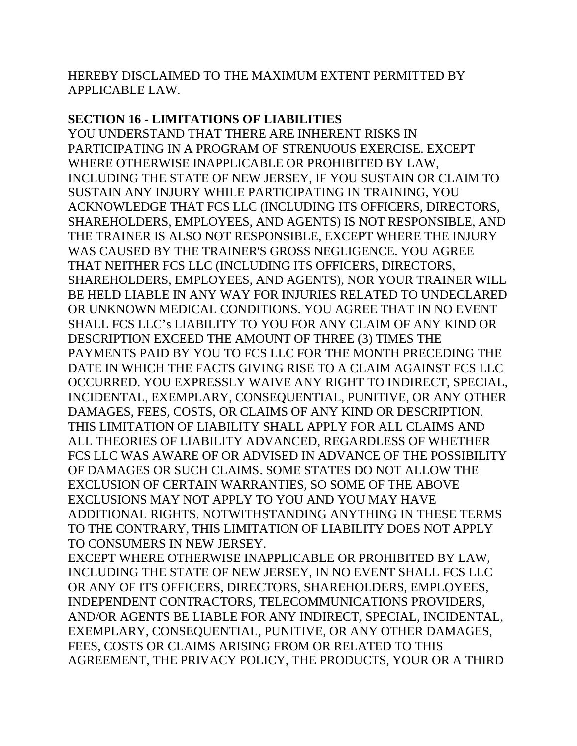HEREBY DISCLAIMED TO THE MAXIMUM EXTENT PERMITTED BY APPLICABLE LAW.

**SECTION 16 - LIMITATIONS OF LIABILITIES**

YOU UNDERSTAND THAT THERE ARE INHERENT RISKS IN PARTICIPATING IN A PROGRAM OF STRENUOUS EXERCISE. EXCEPT WHERE OTHERWISE INAPPLICABLE OR PROHIBITED BY LAW, INCLUDING THE STATE OF NEW JERSEY, IF YOU SUSTAIN OR CLAIM TO SUSTAIN ANY INJURY WHILE PARTICIPATING IN TRAINING, YOU ACKNOWLEDGE THAT FCS LLC (INCLUDING ITS OFFICERS, DIRECTORS, SHAREHOLDERS, EMPLOYEES, AND AGENTS) IS NOT RESPONSIBLE, AND THE TRAINER IS ALSO NOT RESPONSIBLE, EXCEPT WHERE THE INJURY WAS CAUSED BY THE TRAINER'S GROSS NEGLIGENCE. YOU AGREE THAT NEITHER FCS LLC (INCLUDING ITS OFFICERS, DIRECTORS, SHAREHOLDERS, EMPLOYEES, AND AGENTS), NOR YOUR TRAINER WILL BE HELD LIABLE IN ANY WAY FOR INJURIES RELATED TO UNDECLARED OR UNKNOWN MEDICAL CONDITIONS. YOU AGREE THAT IN NO EVENT SHALL FCS LLC's LIABILITY TO YOU FOR ANY CLAIM OF ANY KIND OR DESCRIPTION EXCEED THE AMOUNT OF THREE (3) TIMES THE PAYMENTS PAID BY YOU TO FCS LLC FOR THE MONTH PRECEDING THE DATE IN WHICH THE FACTS GIVING RISE TO A CLAIM AGAINST FCS LLC OCCURRED. YOU EXPRESSLY WAIVE ANY RIGHT TO INDIRECT, SPECIAL, INCIDENTAL, EXEMPLARY, CONSEQUENTIAL, PUNITIVE, OR ANY OTHER DAMAGES, FEES, COSTS, OR CLAIMS OF ANY KIND OR DESCRIPTION. THIS LIMITATION OF LIABILITY SHALL APPLY FOR ALL CLAIMS AND ALL THEORIES OF LIABILITY ADVANCED, REGARDLESS OF WHETHER FCS LLC WAS AWARE OF OR ADVISED IN ADVANCE OF THE POSSIBILITY OF DAMAGES OR SUCH CLAIMS. SOME STATES DO NOT ALLOW THE EXCLUSION OF CERTAIN WARRANTIES, SO SOME OF THE ABOVE EXCLUSIONS MAY NOT APPLY TO YOU AND YOU MAY HAVE ADDITIONAL RIGHTS. NOTWITHSTANDING ANYTHING IN THESE TERMS TO THE CONTRARY, THIS LIMITATION OF LIABILITY DOES NOT APPLY TO CONSUMERS IN NEW JERSEY.

EXCEPT WHERE OTHERWISE INAPPLICABLE OR PROHIBITED BY LAW, INCLUDING THE STATE OF NEW JERSEY, IN NO EVENT SHALL FCS LLC OR ANY OF ITS OFFICERS, DIRECTORS, SHAREHOLDERS, EMPLOYEES, INDEPENDENT CONTRACTORS, TELECOMMUNICATIONS PROVIDERS, AND/OR AGENTS BE LIABLE FOR ANY INDIRECT, SPECIAL, INCIDENTAL, EXEMPLARY, CONSEQUENTIAL, PUNITIVE, OR ANY OTHER DAMAGES, FEES, COSTS OR CLAIMS ARISING FROM OR RELATED TO THIS AGREEMENT, THE PRIVACY POLICY, THE PRODUCTS, YOUR OR A THIRD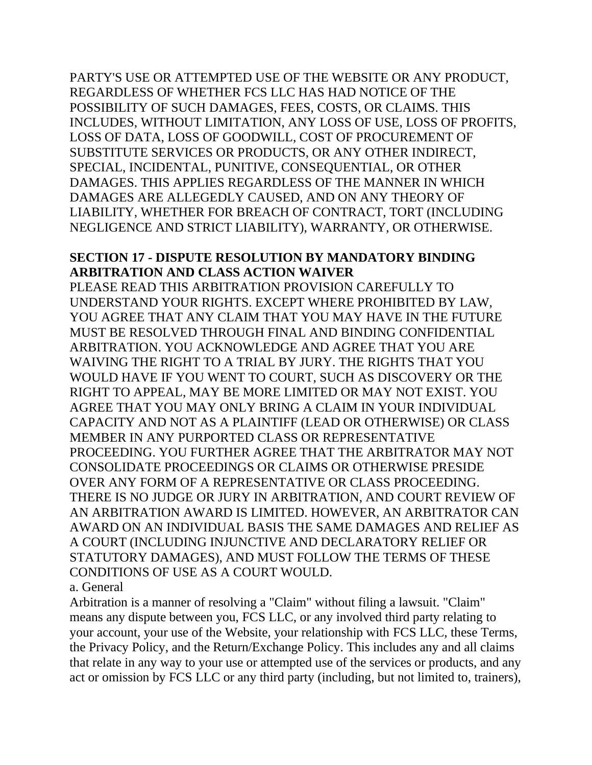PARTY'S USE OR ATTEMPTED USE OF THE WEBSITE OR ANY PRODUCT, REGARDLESS OF WHETHER FCS LLC HAS HAD NOTICE OF THE POSSIBILITY OF SUCH DAMAGES, FEES, COSTS, OR CLAIMS. THIS INCLUDES, WITHOUT LIMITATION, ANY LOSS OF USE, LOSS OF PROFITS, LOSS OF DATA, LOSS OF GOODWILL, COST OF PROCUREMENT OF SUBSTITUTE SERVICES OR PRODUCTS, OR ANY OTHER INDIRECT, SPECIAL, INCIDENTAL, PUNITIVE, CONSEQUENTIAL, OR OTHER DAMAGES. THIS APPLIES REGARDLESS OF THE MANNER IN WHICH DAMAGES ARE ALLEGEDLY CAUSED, AND ON ANY THEORY OF LIABILITY, WHETHER FOR BREACH OF CONTRACT, TORT (INCLUDING NEGLIGENCE AND STRICT LIABILITY), WARRANTY, OR OTHERWISE.

**SECTION 17 - DISPUTE RESOLUTION BY MANDATORY BINDING ARBITRATION AND CLASS ACTION WAIVER**

PLEASE READ THIS ARBITRATION PROVISION CAREFULLY TO UNDERSTAND YOUR RIGHTS. EXCEPT WHERE PROHIBITED BY LAW, YOU AGREE THAT ANY CLAIM THAT YOU MAY HAVE IN THE FUTURE MUST BE RESOLVED THROUGH FINAL AND BINDING CONFIDENTIAL ARBITRATION. YOU ACKNOWLEDGE AND AGREE THAT YOU ARE WAIVING THE RIGHT TO A TRIAL BY JURY. THE RIGHTS THAT YOU WOULD HAVE IF YOU WENT TO COURT, SUCH AS DISCOVERY OR THE RIGHT TO APPEAL, MAY BE MORE LIMITED OR MAY NOT EXIST. YOU AGREE THAT YOU MAY ONLY BRING A CLAIM IN YOUR INDIVIDUAL CAPACITY AND NOT AS A PLAINTIFF (LEAD OR OTHERWISE) OR CLASS MEMBER IN ANY PURPORTED CLASS OR REPRESENTATIVE PROCEEDING. YOU FURTHER AGREE THAT THE ARBITRATOR MAY NOT CONSOLIDATE PROCEEDINGS OR CLAIMS OR OTHERWISE PRESIDE OVER ANY FORM OF A REPRESENTATIVE OR CLASS PROCEEDING. THERE IS NO JUDGE OR JURY IN ARBITRATION, AND COURT REVIEW OF AN ARBITRATION AWARD IS LIMITED. HOWEVER, AN ARBITRATOR CAN AWARD ON AN INDIVIDUAL BASIS THE SAME DAMAGES AND RELIEF AS A COURT (INCLUDING INJUNCTIVE AND DECLARATORY RELIEF OR STATUTORY DAMAGES), AND MUST FOLLOW THE TERMS OF THESE CONDITIONS OF USE AS A COURT WOULD.

a. General

Arbitration is a manner of resolving a "Claim" without filing a lawsuit. "Claim" means any dispute between you, FCS LLC, or any involved third party relating to your account, your use of the Website, your relationship with FCS LLC, these Terms, the Privacy Policy, and the Return/Exchange Policy. This includes any and all claims that relate in any way to your use or attempted use of the services or products, and any act or omission by FCS LLC or any third party (including, but not limited to, trainers),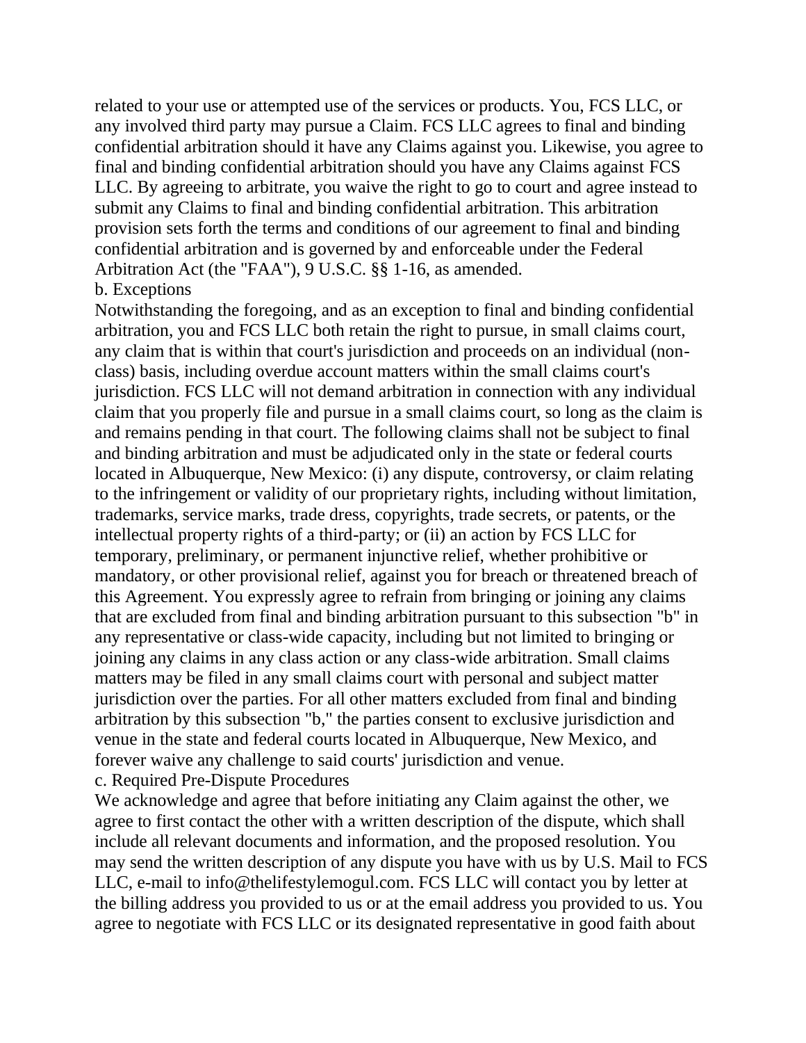related to your use or attempted use of the services or products. You, FCS LLC, or any involved third party may pursue a Claim. FCS LLC agrees to final and binding confidential arbitration should it have any Claims against you. Likewise, you agree to final and binding confidential arbitration should you have any Claims against FCS LLC. By agreeing to arbitrate, you waive the right to go to court and agree instead to submit any Claims to final and binding confidential arbitration. This arbitration provision sets forth the terms and conditions of our agreement to final and binding confidential arbitration and is governed by and enforceable under the Federal Arbitration Act (the "FAA"), 9 U.S.C. §§ 1-16, as amended.

b. Exceptions

Notwithstanding the foregoing, and as an exception to final and binding confidential arbitration, you and FCS LLC both retain the right to pursue, in small claims court, any claim that is within that court's jurisdiction and proceeds on an individual (non-class) basis, including overdue account matters within the small claims court's jurisdiction. FCS LLC will not demand arbitration in connection with any individual claim that you properly file and pursue in a small claims court, so long as the claim is and remains pending in that court. The following claims shall not be subject to final and binding arbitration and must be adjudicated only in the state or federal courts located in Albuquerque, New Mexico: (i) any dispute, controversy, or claim relating to the infringement or validity of our proprietary rights, including without limitation, trademarks, service marks, trade dress, copyrights, trade secrets, or patents, or the intellectual property rights of a third-party; or (ii) an action by FCS LLC for temporary, preliminary, or permanent injunctive relief, whether prohibitive or mandatory, or other provisional relief, against you for breach or threatened breach of this Agreement. You expressly agree to refrain from bringing or joining any claims that are excluded from final and binding arbitration pursuant to this subsection "b" in any representative or class-wide capacity, including but not limited to bringing or joining any claims in any class action or any class-wide arbitration. Small claims matters may be filed in any small claims court with personal and subject matter jurisdiction over the parties. For all other matters excluded from final and binding arbitration by this subsection "b," the parties consent to exclusive jurisdiction and venue in the state and federal courts located in Albuquerque, New Mexico, and forever waive any challenge to said courts' jurisdiction and venue.

c. Required Pre-Dispute Procedures

We acknowledge and agree that before initiating any Claim against the other, we agree to first contact the other with a written description of the dispute, which shall include all relevant documents and information, and the proposed resolution. You may send the written description of any dispute you have with us by U.S. Mail to FCS LLC, e-mail to info@thelifestylemogul.com. FCS LLC will contact you by letter at the billing address you provided to us or at the email address you provided to us. You agree to negotiate with FCS LLC or its designated representative in good faith about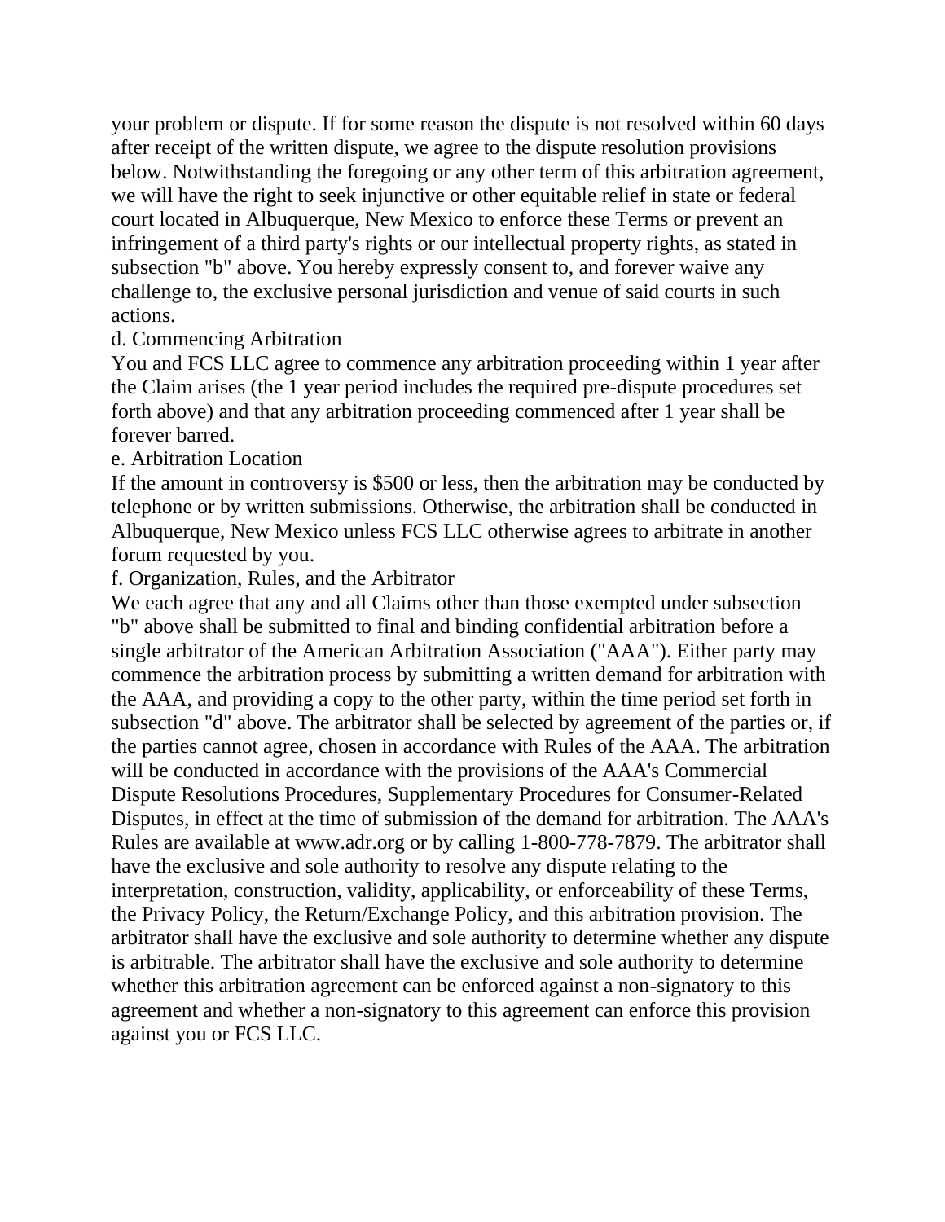your problem or dispute. If for some reason the dispute is not resolved within 60 days after receipt of the written dispute, we agree to the dispute resolution provisions below. Notwithstanding the foregoing or any other term of this arbitration agreement, we will have the right to seek injunctive or other equitable relief in state or federal court located in Albuquerque, New Mexico to enforce these Terms or prevent an infringement of a third party's rights or our intellectual property rights, as stated in subsection "b" above. You hereby expressly consent to, and forever waive any challenge to, the exclusive personal jurisdiction and venue of said courts in such actions.

d. Commencing Arbitration

You and FCS LLC agree to commence any arbitration proceeding within 1 year after the Claim arises (the 1 year period includes the required pre-dispute procedures set forth above) and that any arbitration proceeding commenced after 1 year shall be forever barred.

e. Arbitration Location

If the amount in controversy is $500 or less, then the arbitration may be conducted by telephone or by written submissions. Otherwise, the arbitration shall be conducted in Albuquerque, New Mexico unless FCS LLC otherwise agrees to arbitrate in another forum requested by you.

f. Organization, Rules, and the Arbitrator

We each agree that any and all Claims other than those exempted under subsection "b" above shall be submitted to final and binding confidential arbitration before a single arbitrator of the American Arbitration Association ("AAA"). Either party may commence the arbitration process by submitting a written demand for arbitration with the AAA, and providing a copy to the other party, within the time period set forth in subsection "d" above. The arbitrator shall be selected by agreement of the parties or, if the parties cannot agree, chosen in accordance with Rules of the AAA. The arbitration will be conducted in accordance with the provisions of the AAA's Commercial Dispute Resolutions Procedures, Supplementary Procedures for Consumer-Related Disputes, in effect at the time of submission of the demand for arbitration. The AAA's Rules are available at www.adr.org or by calling 1-800-778-7879. The arbitrator shall have the exclusive and sole authority to resolve any dispute relating to the interpretation, construction, validity, applicability, or enforceability of these Terms, the Privacy Policy, the Return/Exchange Policy, and this arbitration provision. The arbitrator shall have the exclusive and sole authority to determine whether any dispute is arbitrable. The arbitrator shall have the exclusive and sole authority to determine whether this arbitration agreement can be enforced against a non-signatory to this agreement and whether a non-signatory to this agreement can enforce this provision against you or FCS LLC.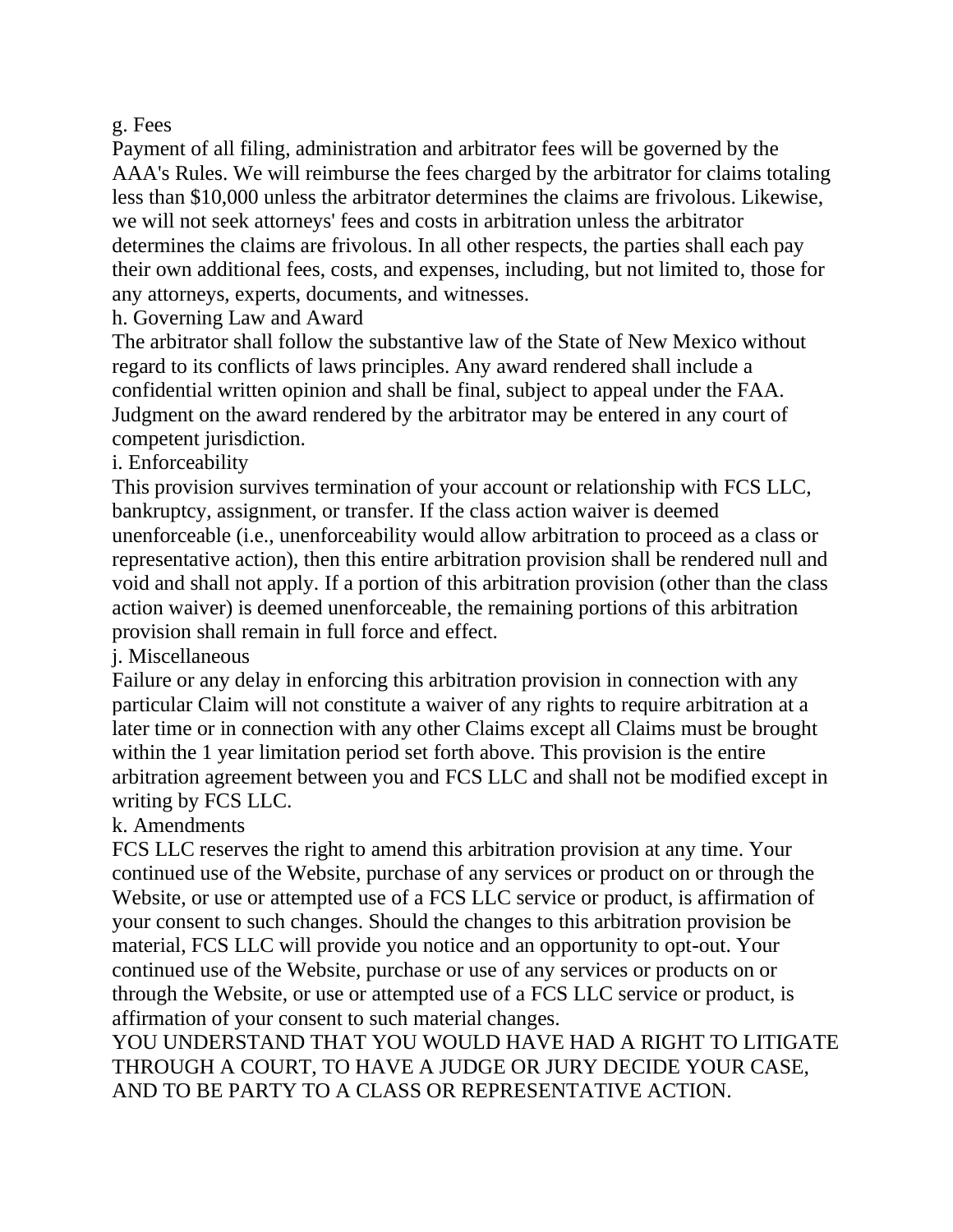g. Fees

Payment of all filing, administration and arbitrator fees will be governed by the AAA's Rules. We will reimburse the fees charged by the arbitrator for claims totaling less than $10,000 unless the arbitrator determines the claims are frivolous. Likewise, we will not seek attorneys' fees and costs in arbitration unless the arbitrator determines the claims are frivolous. In all other respects, the parties shall each pay their own additional fees, costs, and expenses, including, but not limited to, those for any attorneys, experts, documents, and witnesses.

h. Governing Law and Award

The arbitrator shall follow the substantive law of the State of New Mexico without regard to its conflicts of laws principles. Any award rendered shall include a confidential written opinion and shall be final, subject to appeal under the FAA. Judgment on the award rendered by the arbitrator may be entered in any court of competent jurisdiction.

i. Enforceability

This provision survives termination of your account or relationship with FCS LLC, bankruptcy, assignment, or transfer. If the class action waiver is deemed unenforceable (i.e., unenforceability would allow arbitration to proceed as a class or representative action), then this entire arbitration provision shall be rendered null and void and shall not apply. If a portion of this arbitration provision (other than the class action waiver) is deemed unenforceable, the remaining portions of this arbitration provision shall remain in full force and effect.

j. Miscellaneous

Failure or any delay in enforcing this arbitration provision in connection with any particular Claim will not constitute a waiver of any rights to require arbitration at a later time or in connection with any other Claims except all Claims must be brought within the 1 year limitation period set forth above. This provision is the entire arbitration agreement between you and FCS LLC and shall not be modified except in writing by FCS LLC.

k. Amendments

FCS LLC reserves the right to amend this arbitration provision at any time. Your continued use of the Website, purchase of any services or product on or through the Website, or use or attempted use of a FCS LLC service or product, is affirmation of your consent to such changes. Should the changes to this arbitration provision be material, FCS LLC will provide you notice and an opportunity to opt-out. Your continued use of the Website, purchase or use of any services or products on or through the Website, or use or attempted use of a FCS LLC service or product, is affirmation of your consent to such material changes.

YOU UNDERSTAND THAT YOU WOULD HAVE HAD A RIGHT TO LITIGATE THROUGH A COURT, TO HAVE A JUDGE OR JURY DECIDE YOUR CASE, AND TO BE PARTY TO A CLASS OR REPRESENTATIVE ACTION.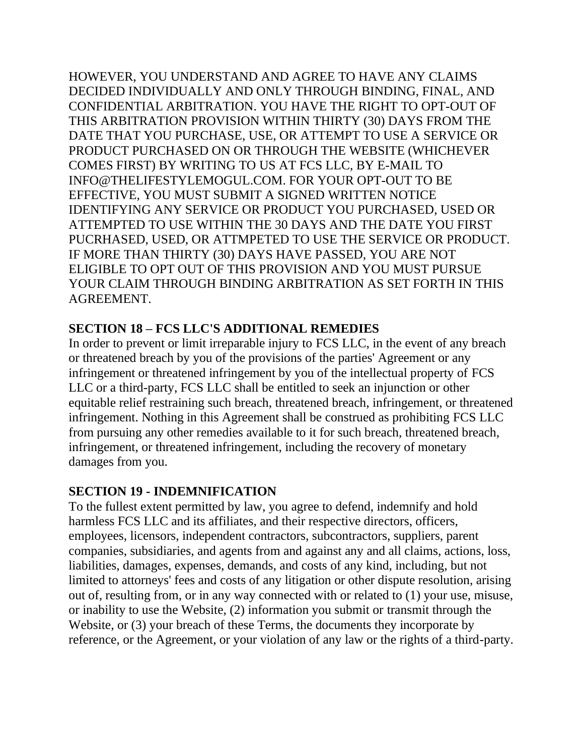HOWEVER, YOU UNDERSTAND AND AGREE TO HAVE ANY CLAIMS DECIDED INDIVIDUALLY AND ONLY THROUGH BINDING, FINAL, AND CONFIDENTIAL ARBITRATION. YOU HAVE THE RIGHT TO OPT-OUT OF THIS ARBITRATION PROVISION WITHIN THIRTY (30) DAYS FROM THE DATE THAT YOU PURCHASE, USE, OR ATTEMPT TO USE A SERVICE OR PRODUCT PURCHASED ON OR THROUGH THE WEBSITE (WHICHEVER COMES FIRST) BY WRITING TO US AT FCS LLC, BY E-MAIL TO INFO@THELIFESTYLEMOGUL.COM. FOR YOUR OPT-OUT TO BE EFFECTIVE, YOU MUST SUBMIT A SIGNED WRITTEN NOTICE IDENTIFYING ANY SERVICE OR PRODUCT YOU PURCHASED, USED OR ATTEMPTED TO USE WITHIN THE 30 DAYS AND THE DATE YOU FIRST PUCRHASED, USED, OR ATTMPETED TO USE THE SERVICE OR PRODUCT. IF MORE THAN THIRTY (30) DAYS HAVE PASSED, YOU ARE NOT ELIGIBLE TO OPT OUT OF THIS PROVISION AND YOU MUST PURSUE YOUR CLAIM THROUGH BINDING ARBITRATION AS SET FORTH IN THIS AGREEMENT.

**SECTION 18 – FCS LLC'S ADDITIONAL REMEDIES**

In order to prevent or limit irreparable injury to FCS LLC, in the event of any breach or threatened breach by you of the provisions of the parties' Agreement or any infringement or threatened infringement by you of the intellectual property of FCS LLC or a third-party, FCS LLC shall be entitled to seek an injunction or other equitable relief restraining such breach, threatened breach, infringement, or threatened infringement. Nothing in this Agreement shall be construed as prohibiting FCS LLC from pursuing any other remedies available to it for such breach, threatened breach, infringement, or threatened infringement, including the recovery of monetary damages from you.

**SECTION 19 - INDEMNIFICATION**

To the fullest extent permitted by law, you agree to defend, indemnify and hold harmless FCS LLC and its affiliates, and their respective directors, officers, employees, licensors, independent contractors, subcontractors, suppliers, parent companies, subsidiaries, and agents from and against any and all claims, actions, loss, liabilities, damages, expenses, demands, and costs of any kind, including, but not limited to attorneys' fees and costs of any litigation or other dispute resolution, arising out of, resulting from, or in any way connected with or related to (1) your use, misuse, or inability to use the Website, (2) information you submit or transmit through the Website, or (3) your breach of these Terms, the documents they incorporate by reference, or the Agreement, or your violation of any law or the rights of a third-party.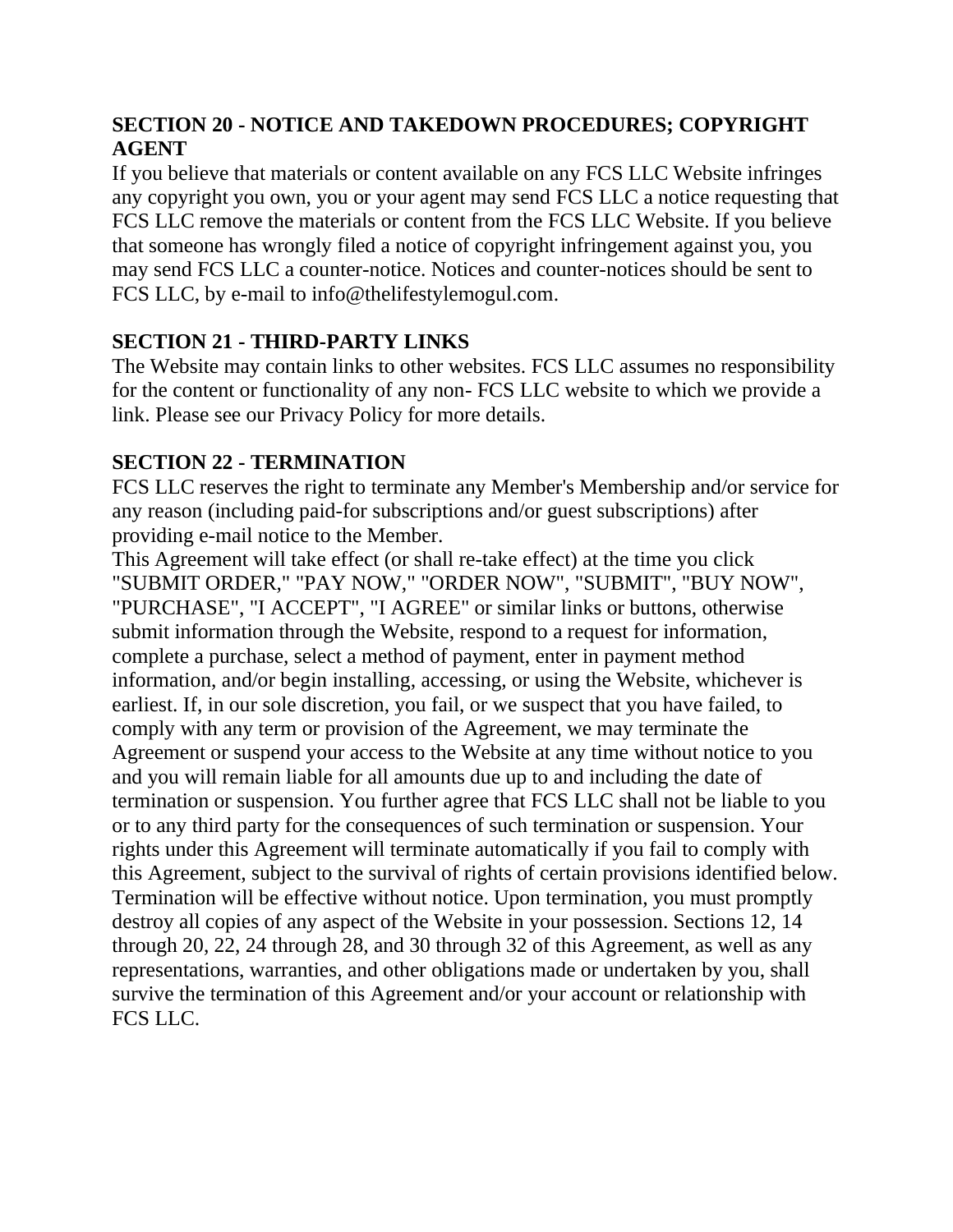**SECTION 20 - NOTICE AND TAKEDOWN PROCEDURES; COPYRIGHT AGENT**

If you believe that materials or content available on any FCS LLC Website infringes any copyright you own, you or your agent may send FCS LLC a notice requesting that FCS LLC remove the materials or content from the FCS LLC Website. If you believe that someone has wrongly filed a notice of copyright infringement against you, you may send FCS LLC a counter-notice. Notices and counter-notices should be sent to FCS LLC, by e-mail to info@thelifestylemogul.com.

**SECTION 21 - THIRD-PARTY LINKS**

The Website may contain links to other websites. FCS LLC assumes no responsibility for the content or functionality of any non- FCS LLC website to which we provide a link. Please see our Privacy Policy for more details.

**SECTION 22 - TERMINATION**

FCS LLC reserves the right to terminate any Member's Membership and/or service for any reason (including paid-for subscriptions and/or guest subscriptions) after providing e-mail notice to the Member.

This Agreement will take effect (or shall re-take effect) at the time you click "SUBMIT ORDER," "PAY NOW," "ORDER NOW", "SUBMIT", "BUY NOW", "PURCHASE", "I ACCEPT", "I AGREE" or similar links or buttons, otherwise submit information through the Website, respond to a request for information, complete a purchase, select a method of payment, enter in payment method information, and/or begin installing, accessing, or using the Website, whichever is earliest. If, in our sole discretion, you fail, or we suspect that you have failed, to comply with any term or provision of the Agreement, we may terminate the Agreement or suspend your access to the Website at any time without notice to you and you will remain liable for all amounts due up to and including the date of termination or suspension. You further agree that FCS LLC shall not be liable to you or to any third party for the consequences of such termination or suspension. Your rights under this Agreement will terminate automatically if you fail to comply with this Agreement, subject to the survival of rights of certain provisions identified below. Termination will be effective without notice. Upon termination, you must promptly destroy all copies of any aspect of the Website in your possession. Sections 12, 14 through 20, 22, 24 through 28, and 30 through 32 of this Agreement, as well as any representations, warranties, and other obligations made or undertaken by you, shall survive the termination of this Agreement and/or your account or relationship with FCS LLC.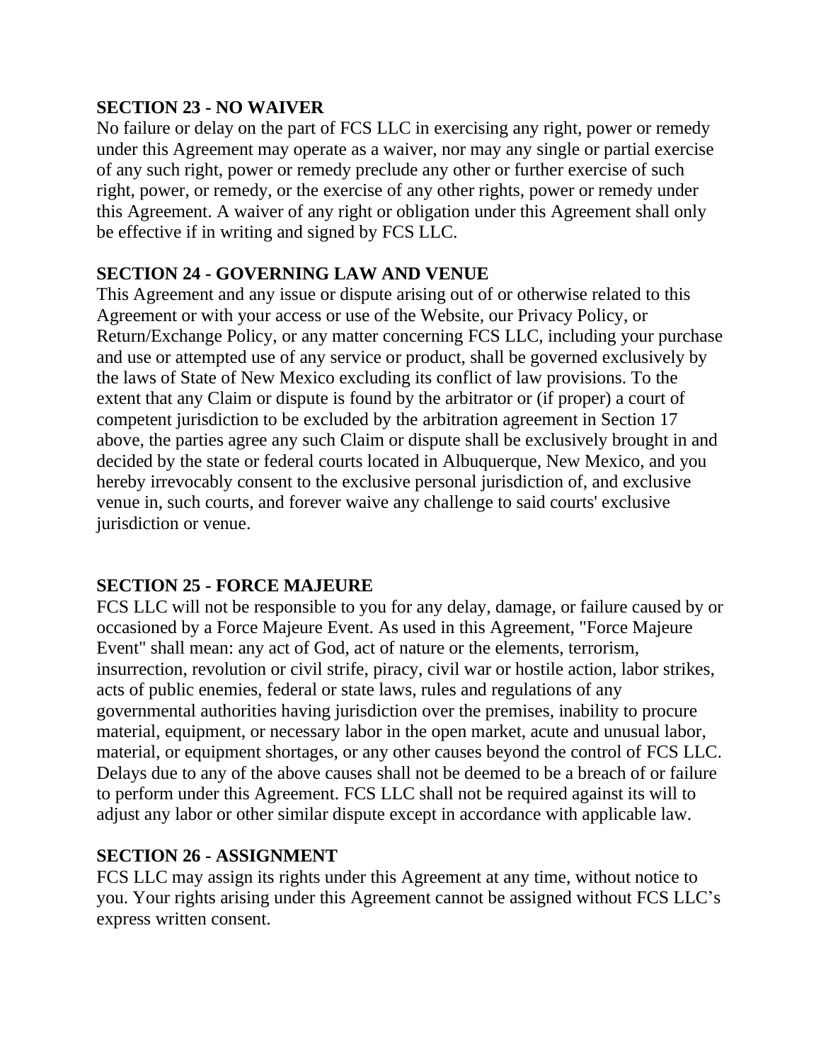**SECTION 23 - NO WAIVER**

No failure or delay on the part of FCS LLC in exercising any right, power or remedy under this Agreement may operate as a waiver, nor may any single or partial exercise of any such right, power or remedy preclude any other or further exercise of such right, power, or remedy, or the exercise of any other rights, power or remedy under this Agreement. A waiver of any right or obligation under this Agreement shall only be effective if in writing and signed by FCS LLC.

**SECTION 24 - GOVERNING LAW AND VENUE**

This Agreement and any issue or dispute arising out of or otherwise related to this Agreement or with your access or use of the Website, our Privacy Policy, or Return/Exchange Policy, or any matter concerning FCS LLC, including your purchase and use or attempted use of any service or product, shall be governed exclusively by the laws of State of New Mexico excluding its conflict of law provisions. To the extent that any Claim or dispute is found by the arbitrator or (if proper) a court of competent jurisdiction to be excluded by the arbitration agreement in Section 17 above, the parties agree any such Claim or dispute shall be exclusively brought in and decided by the state or federal courts located in Albuquerque, New Mexico, and you hereby irrevocably consent to the exclusive personal jurisdiction of, and exclusive venue in, such courts, and forever waive any challenge to said courts' exclusive jurisdiction or venue.

**SECTION 25 - FORCE MAJEURE**

FCS LLC will not be responsible to you for any delay, damage, or failure caused by or occasioned by a Force Majeure Event. As used in this Agreement, "Force Majeure Event" shall mean: any act of God, act of nature or the elements, terrorism, insurrection, revolution or civil strife, piracy, civil war or hostile action, labor strikes, acts of public enemies, federal or state laws, rules and regulations of any governmental authorities having jurisdiction over the premises, inability to procure material, equipment, or necessary labor in the open market, acute and unusual labor, material, or equipment shortages, or any other causes beyond the control of FCS LLC. Delays due to any of the above causes shall not be deemed to be a breach of or failure to perform under this Agreement. FCS LLC shall not be required against its will to adjust any labor or other similar dispute except in accordance with applicable law.

**SECTION 26 - ASSIGNMENT**

FCS LLC may assign its rights under this Agreement at any time, without notice to you. Your rights arising under this Agreement cannot be assigned without FCS LLC’s express written consent.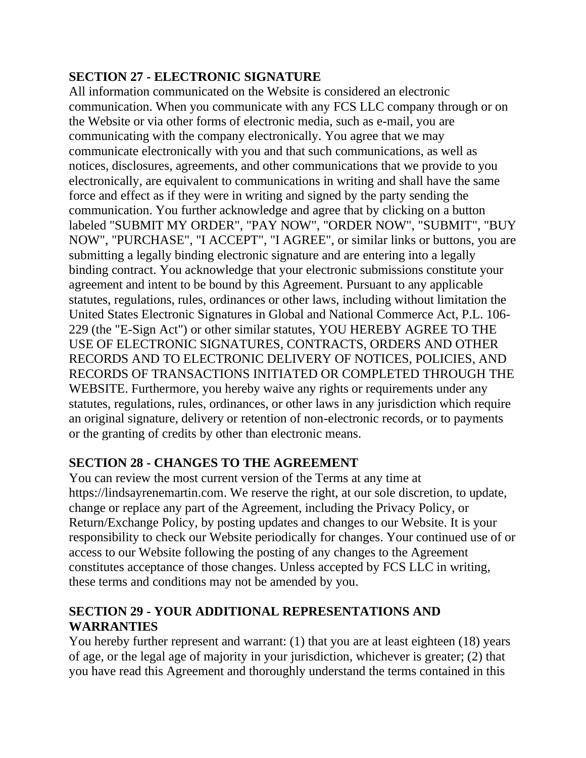**SECTION 27 - ELECTRONIC SIGNATURE**

All information communicated on the Website is considered an electronic communication. When you communicate with any FCS LLC company through or on the Website or via other forms of electronic media, such as e-mail, you are communicating with the company electronically. You agree that we may communicate electronically with you and that such communications, as well as notices, disclosures, agreements, and other communications that we provide to you electronically, are equivalent to communications in writing and shall have the same force and effect as if they were in writing and signed by the party sending the communication. You further acknowledge and agree that by clicking on a button labeled "SUBMIT MY ORDER", "PAY NOW", "ORDER NOW", "SUBMIT", "BUY NOW", "PURCHASE", "I ACCEPT", "I AGREE", or similar links or buttons, you are submitting a legally binding electronic signature and are entering into a legally binding contract. You acknowledge that your electronic submissions constitute your agreement and intent to be bound by this Agreement. Pursuant to any applicable statutes, regulations, rules, ordinances or other laws, including without limitation the United States Electronic Signatures in Global and National Commerce Act, P.L. 106-229 (the "E-Sign Act") or other similar statutes, YOU HEREBY AGREE TO THE USE OF ELECTRONIC SIGNATURES, CONTRACTS, ORDERS AND OTHER RECORDS AND TO ELECTRONIC DELIVERY OF NOTICES, POLICIES, AND RECORDS OF TRANSACTIONS INITIATED OR COMPLETED THROUGH THE WEBSITE. Furthermore, you hereby waive any rights or requirements under any statutes, regulations, rules, ordinances, or other laws in any jurisdiction which require an original signature, delivery or retention of non-electronic records, or to payments or the granting of credits by other than electronic means.

**SECTION 28 - CHANGES TO THE AGREEMENT**

You can review the most current version of the Terms at any time at https://lindsayrenemartin.com. We reserve the right, at our sole discretion, to update, change or replace any part of the Agreement, including the Privacy Policy, or Return/Exchange Policy, by posting updates and changes to our Website. It is your responsibility to check our Website periodically for changes. Your continued use of or access to our Website following the posting of any changes to the Agreement constitutes acceptance of those changes. Unless accepted by FCS LLC in writing, these terms and conditions may not be amended by you.

**SECTION 29 - YOUR ADDITIONAL REPRESENTATIONS AND WARRANTIES**

You hereby further represent and warrant: (1) that you are at least eighteen (18) years of age, or the legal age of majority in your jurisdiction, whichever is greater; (2) that you have read this Agreement and thoroughly understand the terms contained in this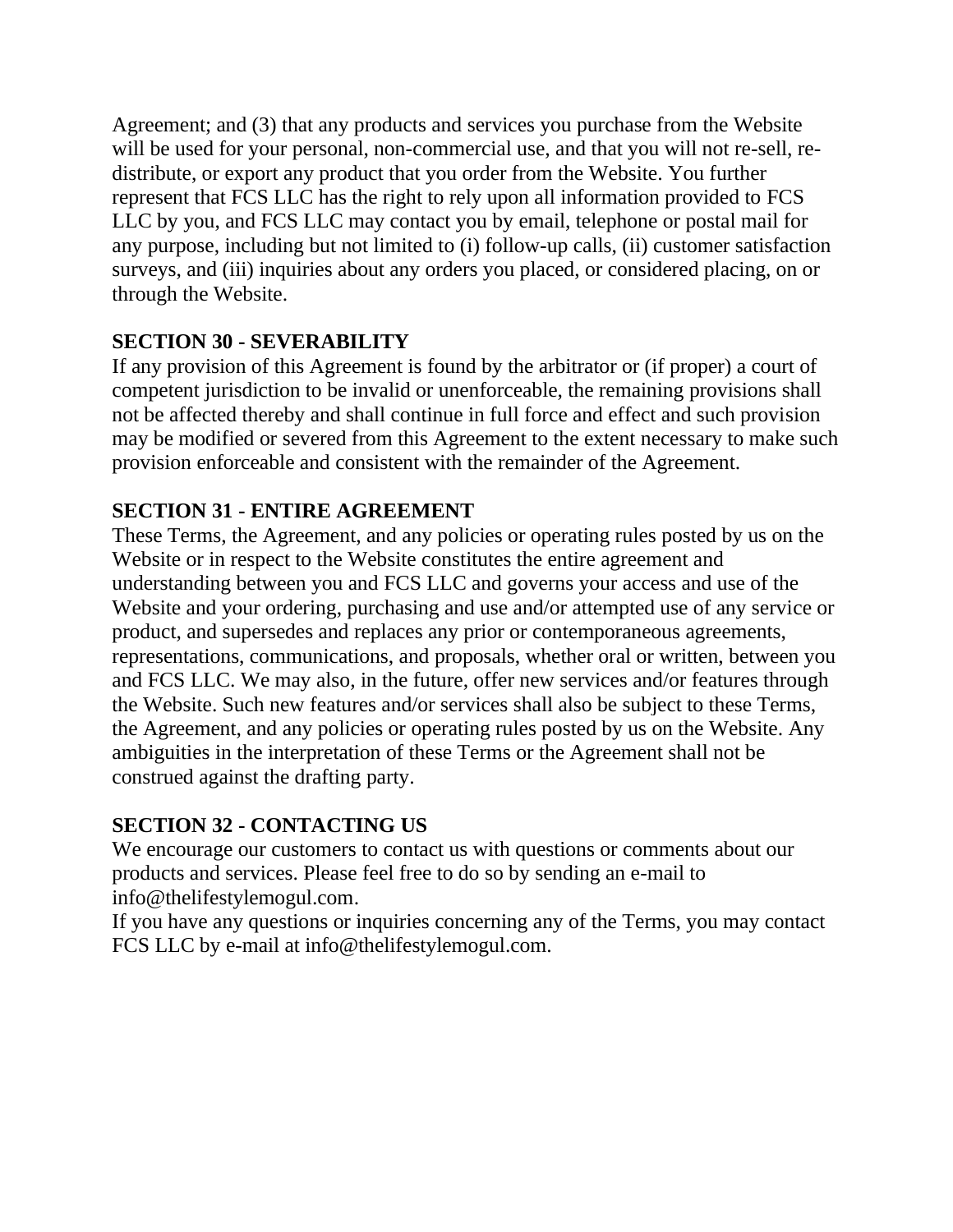Agreement; and (3) that any products and services you purchase from the Website will be used for your personal, non-commercial use, and that you will not re-sell, re-distribute, or export any product that you order from the Website. You further represent that FCS LLC has the right to rely upon all information provided to FCS LLC by you, and FCS LLC may contact you by email, telephone or postal mail for any purpose, including but not limited to (i) follow-up calls, (ii) customer satisfaction surveys, and (iii) inquiries about any orders you placed, or considered placing, on or through the Website.

**SECTION 30 - SEVERABILITY**

If any provision of this Agreement is found by the arbitrator or (if proper) a court of competent jurisdiction to be invalid or unenforceable, the remaining provisions shall not be affected thereby and shall continue in full force and effect and such provision may be modified or severed from this Agreement to the extent necessary to make such provision enforceable and consistent with the remainder of the Agreement.

**SECTION 31 - ENTIRE AGREEMENT**

These Terms, the Agreement, and any policies or operating rules posted by us on the Website or in respect to the Website constitutes the entire agreement and understanding between you and FCS LLC and governs your access and use of the Website and your ordering, purchasing and use and/or attempted use of any service or product, and supersedes and replaces any prior or contemporaneous agreements, representations, communications, and proposals, whether oral or written, between you and FCS LLC. We may also, in the future, offer new services and/or features through the Website. Such new features and/or services shall also be subject to these Terms, the Agreement, and any policies or operating rules posted by us on the Website. Any ambiguities in the interpretation of these Terms or the Agreement shall not be construed against the drafting party.

**SECTION 32 - CONTACTING US**

We encourage our customers to contact us with questions or comments about our products and services. Please feel free to do so by sending an e-mail to info@thelifestylemogul.com.

If you have any questions or inquiries concerning any of the Terms, you may contact FCS LLC by e-mail at info@thelifestylemogul.com.